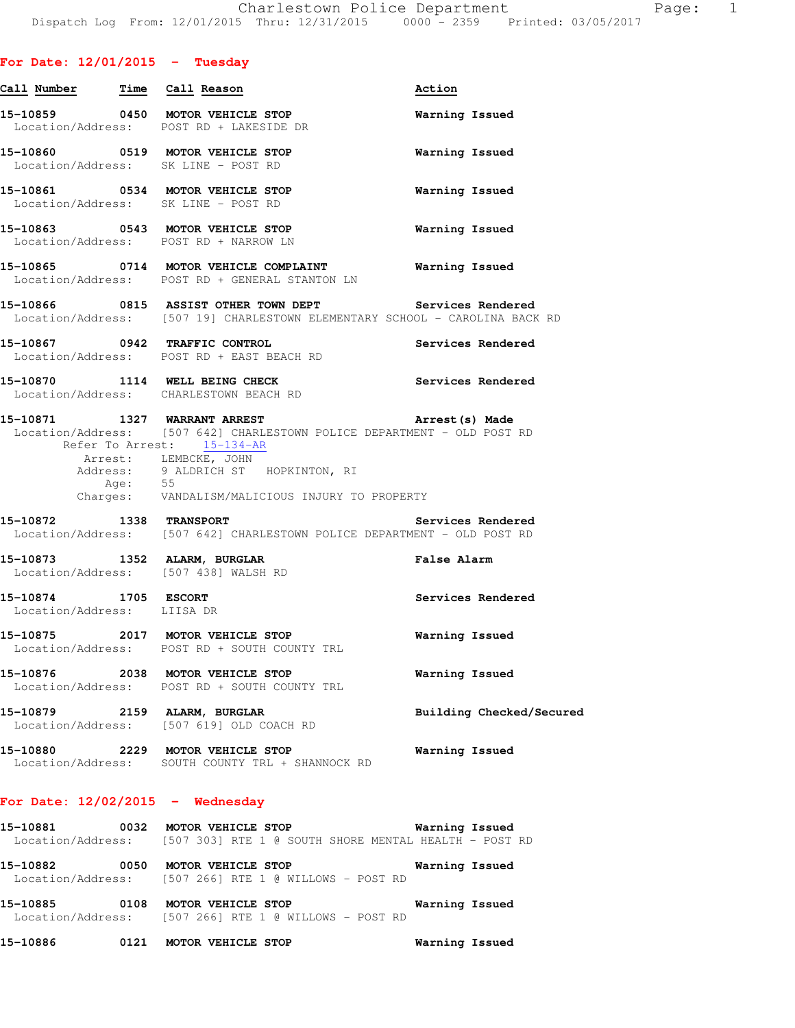Charlestown Police Department
Dispatch Log From: 12/01/2015 Thru: 12/31/2015 0000 - 2359 Printed: 03/05/2017

## For Date: 12/01/2015 - Tuesday

| Call Number | Time | Call Reason | Action |
|---|---|---|---|
| 15-10859 | 0450 | MOTOR VEHICLE STOP | Warning Issued |

Location/Address: POST RD + LAKESIDE DR

| Call Number | Time | Call Reason | Action |
|---|---|---|---|
| 15-10860 | 0519 | MOTOR VEHICLE STOP | Warning Issued |

Location/Address: SK LINE - POST RD

| Call Number | Time | Call Reason | Action |
|---|---|---|---|
| 15-10861 | 0534 | MOTOR VEHICLE STOP | Warning Issued |

Location/Address: SK LINE - POST RD

| Call Number | Time | Call Reason | Action |
|---|---|---|---|
| 15-10863 | 0543 | MOTOR VEHICLE STOP | Warning Issued |

Location/Address: POST RD + NARROW LN

| Call Number | Time | Call Reason | Action |
|---|---|---|---|
| 15-10865 | 0714 | MOTOR VEHICLE COMPLAINT | Warning Issued |

Location/Address: POST RD + GENERAL STANTON LN

| Call Number | Time | Call Reason | Action |
|---|---|---|---|
| 15-10866 | 0815 | ASSIST OTHER TOWN DEPT | Services Rendered |

Location/Address: [507 19] CHARLESTOWN ELEMENTARY SCHOOL - CAROLINA BACK RD

| Call Number | Time | Call Reason | Action |
|---|---|---|---|
| 15-10867 | 0942 | TRAFFIC CONTROL | Services Rendered |

Location/Address: POST RD + EAST BEACH RD

| Call Number | Time | Call Reason | Action |
|---|---|---|---|
| 15-10870 | 1114 | WELL BEING CHECK | Services Rendered |

Location/Address: CHARLESTOWN BEACH RD

| Call Number | Time | Call Reason | Action |
|---|---|---|---|
| 15-10871 | 1327 | WARRANT ARREST | Arrest(s) Made |

Location/Address: [507 642] CHARLESTOWN POLICE DEPARTMENT - OLD POST RD
Refer To Arrest: 15-134-AR
Arrest: LEMBCKE, JOHN
Address: 9 ALDRICH ST HOPKINTON, RI
Age: 55
Charges: VANDALISM/MALICIOUS INJURY TO PROPERTY

| Call Number | Time | Call Reason | Action |
|---|---|---|---|
| 15-10872 | 1338 | TRANSPORT | Services Rendered |

Location/Address: [507 642] CHARLESTOWN POLICE DEPARTMENT - OLD POST RD

| Call Number | Time | Call Reason | Action |
|---|---|---|---|
| 15-10873 | 1352 | ALARM, BURGLAR | False Alarm |

Location/Address: [507 438] WALSH RD

| Call Number | Time | Call Reason | Action |
|---|---|---|---|
| 15-10874 | 1705 | ESCORT | Services Rendered |

Location/Address: LIISA DR

| Call Number | Time | Call Reason | Action |
|---|---|---|---|
| 15-10875 | 2017 | MOTOR VEHICLE STOP | Warning Issued |

Location/Address: POST RD + SOUTH COUNTY TRL

| Call Number | Time | Call Reason | Action |
|---|---|---|---|
| 15-10876 | 2038 | MOTOR VEHICLE STOP | Warning Issued |

Location/Address: POST RD + SOUTH COUNTY TRL

| Call Number | Time | Call Reason | Action |
|---|---|---|---|
| 15-10879 | 2159 | ALARM, BURGLAR | Building Checked/Secured |

Location/Address: [507 619] OLD COACH RD

| Call Number | Time | Call Reason | Action |
|---|---|---|---|
| 15-10880 | 2229 | MOTOR VEHICLE STOP | Warning Issued |

Location/Address: SOUTH COUNTY TRL + SHANNOCK RD

## For Date: 12/02/2015 - Wednesday

| Call Number | Time | Call Reason | Action |
|---|---|---|---|
| 15-10881 | 0032 | MOTOR VEHICLE STOP | Warning Issued |

Location/Address: [507 303] RTE 1 @ SOUTH SHORE MENTAL HEALTH - POST RD

| Call Number | Time | Call Reason | Action |
|---|---|---|---|
| 15-10882 | 0050 | MOTOR VEHICLE STOP | Warning Issued |

Location/Address: [507 266] RTE 1 @ WILLOWS - POST RD

| Call Number | Time | Call Reason | Action |
|---|---|---|---|
| 15-10885 | 0108 | MOTOR VEHICLE STOP | Warning Issued |

Location/Address: [507 266] RTE 1 @ WILLOWS - POST RD

| Call Number | Time | Call Reason | Action |
|---|---|---|---|
| 15-10886 | 0121 | MOTOR VEHICLE STOP | Warning Issued |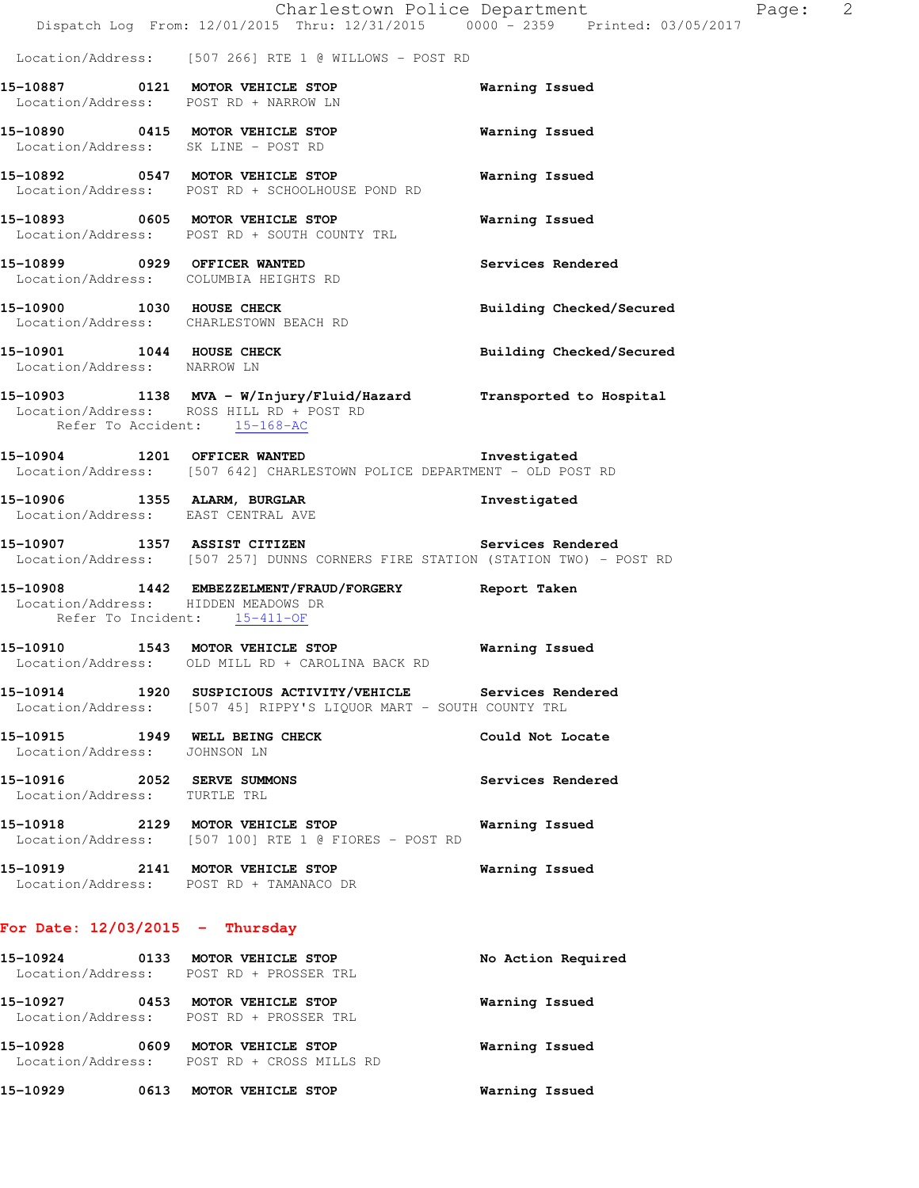Location/Address: [507 266] RTE 1 @ WILLOWS - POST RD

**15-10887 0121 MOTOR VEHICLE STOP** Warning Issued
Location/Address: POST RD + NARROW LN

**15-10890 0415 MOTOR VEHICLE STOP** Warning Issued
Location/Address: SK LINE - POST RD

**15-10892 0547 MOTOR VEHICLE STOP** Warning Issued
Location/Address: POST RD + SCHOOLHOUSE POND RD

**15-10893 0605 MOTOR VEHICLE STOP** Warning Issued
Location/Address: POST RD + SOUTH COUNTY TRL

**15-10899 0929 OFFICER WANTED** Services Rendered
Location/Address: COLUMBIA HEIGHTS RD

**15-10900 1030 HOUSE CHECK** Building Checked/Secured
Location/Address: CHARLESTOWN BEACH RD

**15-10901 1044 HOUSE CHECK** Building Checked/Secured
Location/Address: NARROW LN

**15-10903 1138 MVA - W/Injury/Fluid/Hazard** Transported to Hospital
Location/Address: ROSS HILL RD + POST RD
Refer To Accident: 15-168-AC

**15-10904 1201 OFFICER WANTED** Investigated
Location/Address: [507 642] CHARLESTOWN POLICE DEPARTMENT - OLD POST RD

**15-10906 1355 ALARM, BURGLAR** Investigated
Location/Address: EAST CENTRAL AVE

**15-10907 1357 ASSIST CITIZEN** Services Rendered
Location/Address: [507 257] DUNNS CORNERS FIRE STATION (STATION TWO) - POST RD

**15-10908 1442 EMBEZZELMENT/FRAUD/FORGERY** Report Taken
Location/Address: HIDDEN MEADOWS DR
Refer To Incident: 15-411-OF

**15-10910 1543 MOTOR VEHICLE STOP** Warning Issued
Location/Address: OLD MILL RD + CAROLINA BACK RD

**15-10914 1920 SUSPICIOUS ACTIVITY/VEHICLE** Services Rendered
Location/Address: [507 45] RIPPY'S LIQUOR MART - SOUTH COUNTY TRL

**15-10915 1949 WELL BEING CHECK** Could Not Locate
Location/Address: JOHNSON LN

**15-10916 2052 SERVE SUMMONS** Services Rendered
Location/Address: TURTLE TRL

**15-10918 2129 MOTOR VEHICLE STOP** Warning Issued
Location/Address: [507 100] RTE 1 @ FIORES - POST RD

**15-10919 2141 MOTOR VEHICLE STOP** Warning Issued
Location/Address: POST RD + TAMANACO DR

## For Date: 12/03/2015 - Thursday

**15-10924 0133 MOTOR VEHICLE STOP** No Action Required
Location/Address: POST RD + PROSSER TRL

**15-10927 0453 MOTOR VEHICLE STOP** Warning Issued
Location/Address: POST RD + PROSSER TRL

**15-10928 0609 MOTOR VEHICLE STOP** Warning Issued
Location/Address: POST RD + CROSS MILLS RD

**15-10929 0613 MOTOR VEHICLE STOP** Warning Issued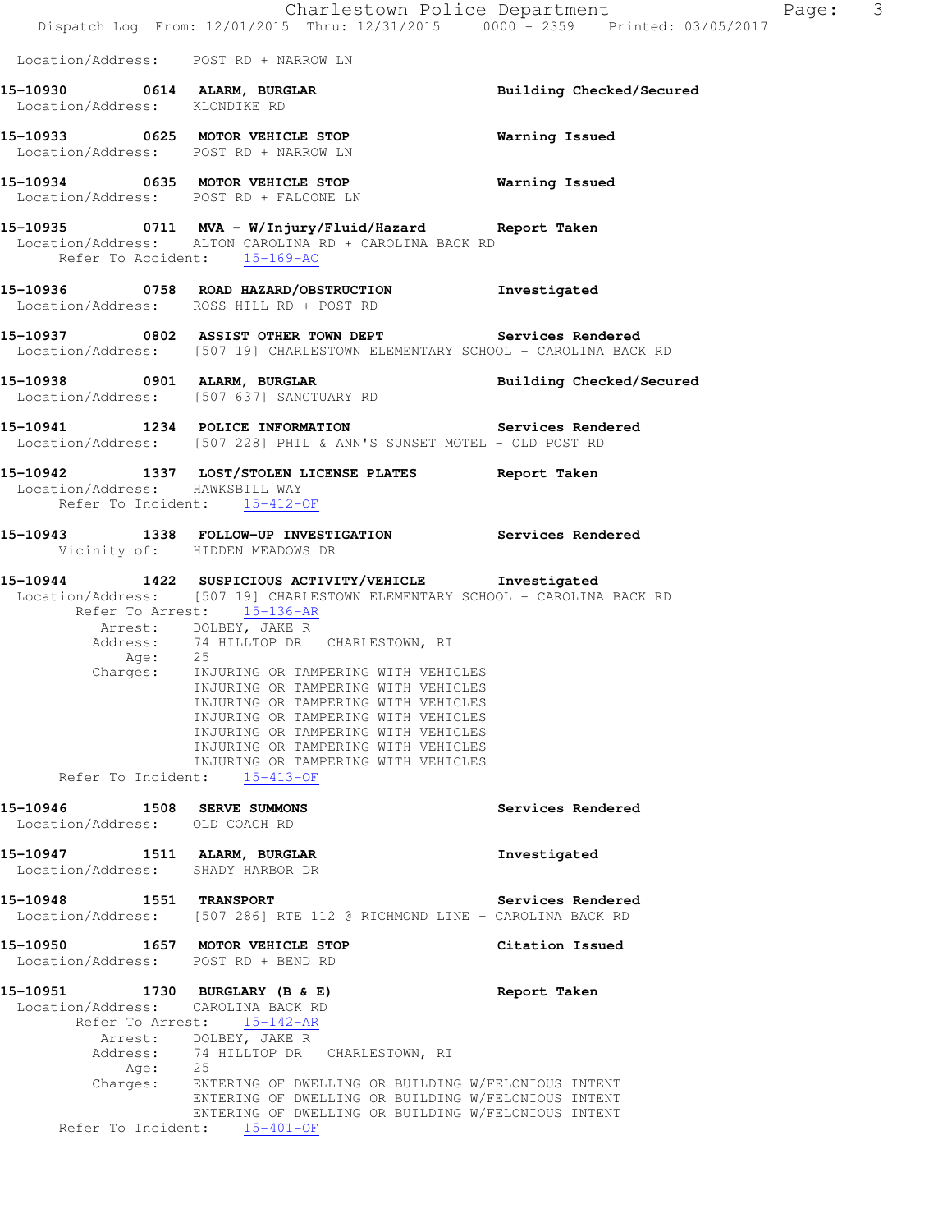Location/Address: POST RD + NARROW LN

**15-10930 0614 ALARM, BURGLAR** — Building Checked/Secured
Location/Address: KLONDIKE RD

**15-10933 0625 MOTOR VEHICLE STOP** — Warning Issued
Location/Address: POST RD + NARROW LN

**15-10934 0635 MOTOR VEHICLE STOP** — Warning Issued
Location/Address: POST RD + FALCONE LN

**15-10935 0711 MVA - W/Injury/Fluid/Hazard** — Report Taken
Location/Address: ALTON CAROLINA RD + CAROLINA BACK RD
Refer To Accident: 15-169-AC

**15-10936 0758 ROAD HAZARD/OBSTRUCTION** — Investigated
Location/Address: ROSS HILL RD + POST RD

**15-10937 0802 ASSIST OTHER TOWN DEPT** — Services Rendered
Location/Address: [507 19] CHARLESTOWN ELEMENTARY SCHOOL - CAROLINA BACK RD

**15-10938 0901 ALARM, BURGLAR** — Building Checked/Secured
Location/Address: [507 637] SANCTUARY RD

**15-10941 1234 POLICE INFORMATION** — Services Rendered
Location/Address: [507 228] PHIL & ANN'S SUNSET MOTEL - OLD POST RD

**15-10942 1337 LOST/STOLEN LICENSE PLATES** — Report Taken
Location/Address: HAWKSBILL WAY
Refer To Incident: 15-412-OF

**15-10943 1338 FOLLOW-UP INVESTIGATION** — Services Rendered
Vicinity of: HIDDEN MEADOWS DR

**15-10944 1422 SUSPICIOUS ACTIVITY/VEHICLE** — Investigated
Location/Address: [507 19] CHARLESTOWN ELEMENTARY SCHOOL - CAROLINA BACK RD
Refer To Arrest: 15-136-AR
Arrest: DOLBEY, JAKE R
Address: 74 HILLTOP DR CHARLESTOWN, RI
Age: 25
Charges:
INJURING OR TAMPERING WITH VEHICLES
INJURING OR TAMPERING WITH VEHICLES
INJURING OR TAMPERING WITH VEHICLES
INJURING OR TAMPERING WITH VEHICLES
INJURING OR TAMPERING WITH VEHICLES
INJURING OR TAMPERING WITH VEHICLES
INJURING OR TAMPERING WITH VEHICLES
Refer To Incident: 15-413-OF

**15-10946 1508 SERVE SUMMONS** — Services Rendered
Location/Address: OLD COACH RD

**15-10947 1511 ALARM, BURGLAR** — Investigated
Location/Address: SHADY HARBOR DR

**15-10948 1551 TRANSPORT** — Services Rendered
Location/Address: [507 286] RTE 112 @ RICHMOND LINE - CAROLINA BACK RD

**15-10950 1657 MOTOR VEHICLE STOP** — Citation Issued
Location/Address: POST RD + BEND RD

**15-10951 1730 BURGLARY (B & E)** — Report Taken
Location/Address: CAROLINA BACK RD
Refer To Arrest: 15-142-AR
Arrest: DOLBEY, JAKE R
Address: 74 HILLTOP DR CHARLESTOWN, RI
Age: 25
Charges:
ENTERING OF DWELLING OR BUILDING W/FELONIOUS INTENT
ENTERING OF DWELLING OR BUILDING W/FELONIOUS INTENT
ENTERING OF DWELLING OR BUILDING W/FELONIOUS INTENT
Refer To Incident: 15-401-OF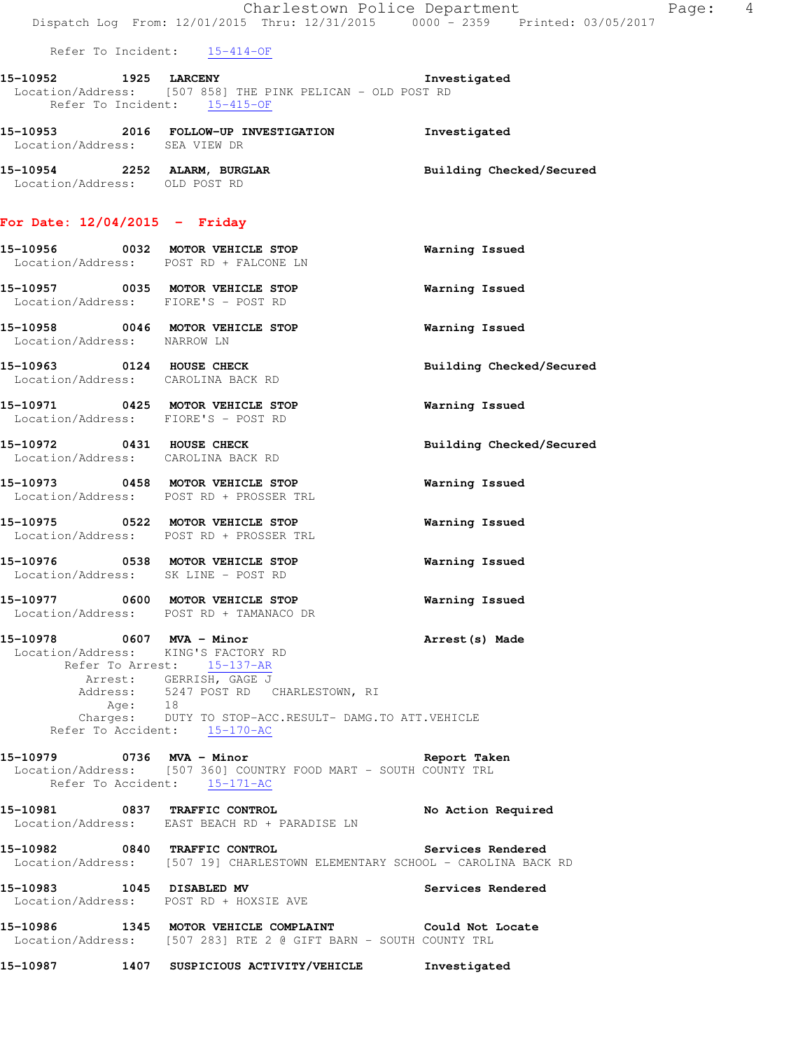Refer To Incident: 15-414-OF

**15-10952 1925 LARCENY** Investigated
Location/Address: [507 858] THE PINK PELICAN - OLD POST RD
Refer To Incident: 15-415-OF

**15-10953 2016 FOLLOW-UP INVESTIGATION** Investigated
Location/Address: SEA VIEW DR

**15-10954 2252 ALARM, BURGLAR** Building Checked/Secured
Location/Address: OLD POST RD

## For Date: 12/04/2015 - Friday

**15-10956 0032 MOTOR VEHICLE STOP** Warning Issued
Location/Address: POST RD + FALCONE LN

**15-10957 0035 MOTOR VEHICLE STOP** Warning Issued
Location/Address: FIORE'S - POST RD

**15-10958 0046 MOTOR VEHICLE STOP** Warning Issued
Location/Address: NARROW LN

**15-10963 0124 HOUSE CHECK** Building Checked/Secured
Location/Address: CAROLINA BACK RD

**15-10971 0425 MOTOR VEHICLE STOP** Warning Issued
Location/Address: FIORE'S - POST RD

**15-10972 0431 HOUSE CHECK** Building Checked/Secured
Location/Address: CAROLINA BACK RD

**15-10973 0458 MOTOR VEHICLE STOP** Warning Issued
Location/Address: POST RD + PROSSER TRL

**15-10975 0522 MOTOR VEHICLE STOP** Warning Issued
Location/Address: POST RD + PROSSER TRL

**15-10976 0538 MOTOR VEHICLE STOP** Warning Issued
Location/Address: SK LINE - POST RD

**15-10977 0600 MOTOR VEHICLE STOP** Warning Issued
Location/Address: POST RD + TAMANACO DR

**15-10978 0607 MVA - Minor** Arrest(s) Made
Location/Address: KING'S FACTORY RD
Refer To Arrest: 15-137-AR
Arrest: GERRISH, GAGE J
Address: 5247 POST RD CHARLESTOWN, RI
Age: 18
Charges: DUTY TO STOP-ACC.RESULT- DAMG.TO ATT.VEHICLE
Refer To Accident: 15-170-AC

**15-10979 0736 MVA - Minor** Report Taken
Location/Address: [507 360] COUNTRY FOOD MART - SOUTH COUNTY TRL
Refer To Accident: 15-171-AC

**15-10981 0837 TRAFFIC CONTROL** No Action Required
Location/Address: EAST BEACH RD + PARADISE LN

**15-10982 0840 TRAFFIC CONTROL** Services Rendered
Location/Address: [507 19] CHARLESTOWN ELEMENTARY SCHOOL - CAROLINA BACK RD

**15-10983 1045 DISABLED MV** Services Rendered
Location/Address: POST RD + HOXSIE AVE

**15-10986 1345 MOTOR VEHICLE COMPLAINT** Could Not Locate
Location/Address: [507 283] RTE 2 @ GIFT BARN - SOUTH COUNTY TRL

**15-10987 1407 SUSPICIOUS ACTIVITY/VEHICLE** Investigated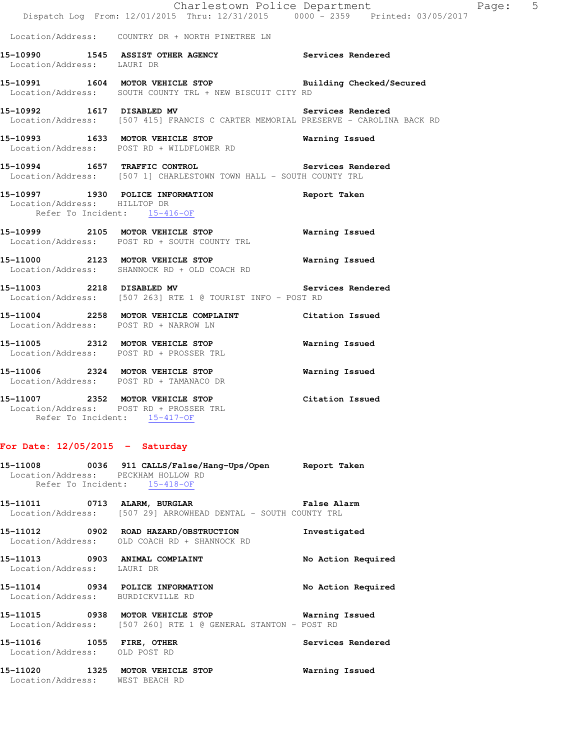Location/Address: COUNTRY DR + NORTH PINETREE LN

**15-10990 1545 ASSIST OTHER AGENCY** **Services Rendered**
Location/Address: LAURI DR

**15-10991 1604 MOTOR VEHICLE STOP** **Building Checked/Secured**
Location/Address: SOUTH COUNTY TRL + NEW BISCUIT CITY RD

**15-10992 1617 DISABLED MV** **Services Rendered**
Location/Address: [507 415] FRANCIS C CARTER MEMORIAL PRESERVE - CAROLINA BACK RD

**15-10993 1633 MOTOR VEHICLE STOP** **Warning Issued**
Location/Address: POST RD + WILDFLOWER RD

**15-10994 1657 TRAFFIC CONTROL** **Services Rendered**
Location/Address: [507 1] CHARLESTOWN TOWN HALL - SOUTH COUNTY TRL

**15-10997 1930 POLICE INFORMATION** **Report Taken**
Location/Address: HILLTOP DR
Refer To Incident: 15-416-OF

**15-10999 2105 MOTOR VEHICLE STOP** **Warning Issued**
Location/Address: POST RD + SOUTH COUNTY TRL

**15-11000 2123 MOTOR VEHICLE STOP** **Warning Issued**
Location/Address: SHANNOCK RD + OLD COACH RD

**15-11003 2218 DISABLED MV** **Services Rendered**
Location/Address: [507 263] RTE 1 @ TOURIST INFO - POST RD

**15-11004 2258 MOTOR VEHICLE COMPLAINT** **Citation Issued**
Location/Address: POST RD + NARROW LN

**15-11005 2312 MOTOR VEHICLE STOP** **Warning Issued**
Location/Address: POST RD + PROSSER TRL

**15-11006 2324 MOTOR VEHICLE STOP** **Warning Issued**
Location/Address: POST RD + TAMANACO DR

**15-11007 2352 MOTOR VEHICLE STOP** **Citation Issued**
Location/Address: POST RD + PROSSER TRL
Refer To Incident: 15-417-OF

## For Date: 12/05/2015 - Saturday

**15-11008 0036 911 CALLS/False/Hang-Ups/Open** **Report Taken**
Location/Address: PECKHAM HOLLOW RD
Refer To Incident: 15-418-OF

**15-11011 0713 ALARM, BURGLAR** **False Alarm**
Location/Address: [507 29] ARROWHEAD DENTAL - SOUTH COUNTY TRL

**15-11012 0902 ROAD HAZARD/OBSTRUCTION** **Investigated**
Location/Address: OLD COACH RD + SHANNOCK RD

**15-11013 0903 ANIMAL COMPLAINT** **No Action Required**
Location/Address: LAURI DR

**15-11014 0934 POLICE INFORMATION** **No Action Required**
Location/Address: BURDICKVILLE RD

**15-11015 0938 MOTOR VEHICLE STOP** **Warning Issued**
Location/Address: [507 260] RTE 1 @ GENERAL STANTON - POST RD

**15-11016 1055 FIRE, OTHER** **Services Rendered**
Location/Address: OLD POST RD

**15-11020 1325 MOTOR VEHICLE STOP** **Warning Issued**
Location/Address: WEST BEACH RD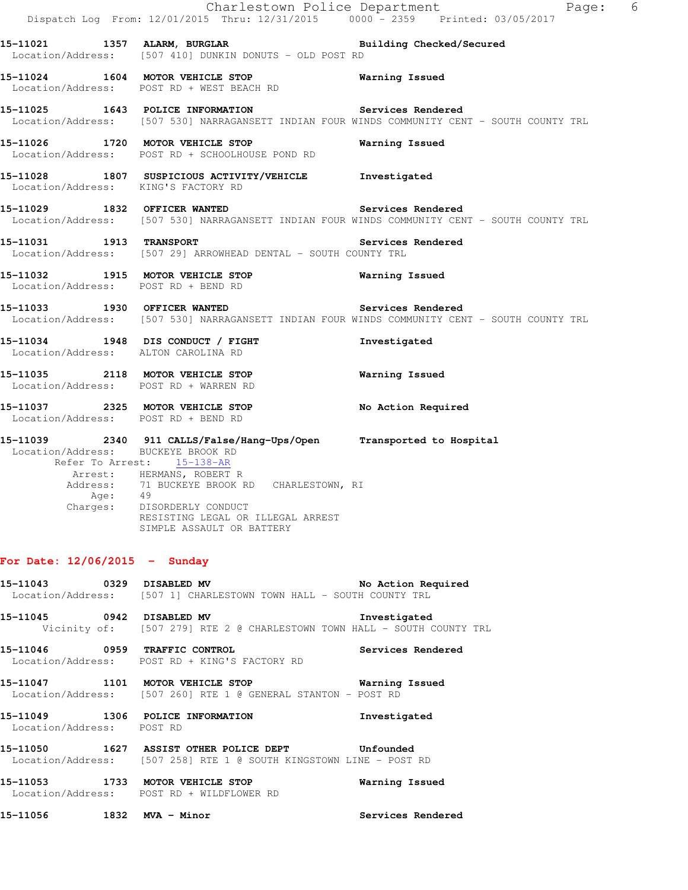**15-11021 1357 ALARM, BURGLAR** **Building Checked/Secured**
Location/Address: [507 410] DUNKIN DONUTS - OLD POST RD

**15-11024 1604 MOTOR VEHICLE STOP** **Warning Issued**
Location/Address: POST RD + WEST BEACH RD

**15-11025 1643 POLICE INFORMATION** **Services Rendered**
Location/Address: [507 530] NARRAGANSETT INDIAN FOUR WINDS COMMUNITY CENT - SOUTH COUNTY TRL

**15-11026 1720 MOTOR VEHICLE STOP** **Warning Issued**
Location/Address: POST RD + SCHOOLHOUSE POND RD

**15-11028 1807 SUSPICIOUS ACTIVITY/VEHICLE** **Investigated**
Location/Address: KING'S FACTORY RD

**15-11029 1832 OFFICER WANTED** **Services Rendered**
Location/Address: [507 530] NARRAGANSETT INDIAN FOUR WINDS COMMUNITY CENT - SOUTH COUNTY TRL

**15-11031 1913 TRANSPORT** **Services Rendered**
Location/Address: [507 29] ARROWHEAD DENTAL - SOUTH COUNTY TRL

**15-11032 1915 MOTOR VEHICLE STOP** **Warning Issued**
Location/Address: POST RD + BEND RD

**15-11033 1930 OFFICER WANTED** **Services Rendered**
Location/Address: [507 530] NARRAGANSETT INDIAN FOUR WINDS COMMUNITY CENT - SOUTH COUNTY TRL

**15-11034 1948 DIS CONDUCT / FIGHT** **Investigated**
Location/Address: ALTON CAROLINA RD

**15-11035 2118 MOTOR VEHICLE STOP** **Warning Issued**
Location/Address: POST RD + WARREN RD

**15-11037 2325 MOTOR VEHICLE STOP** **No Action Required**
Location/Address: POST RD + BEND RD

**15-11039 2340 911 CALLS/False/Hang-Ups/Open** **Transported to Hospital**
Location/Address: BUCKEYE BROOK RD
Refer To Arrest: 15-138-AR
Arrest: HERMANS, ROBERT R
Address: 71 BUCKEYE BROOK RD CHARLESTOWN, RI
Age: 49
Charges: DISORDERLY CONDUCT
RESISTING LEGAL OR ILLEGAL ARREST
SIMPLE ASSAULT OR BATTERY

## For Date: 12/06/2015 - Sunday

**15-11043 0329 DISABLED MV** **No Action Required**
Location/Address: [507 1] CHARLESTOWN TOWN HALL - SOUTH COUNTY TRL

**15-11045 0942 DISABLED MV** **Investigated**
Vicinity of: [507 279] RTE 2 @ CHARLESTOWN TOWN HALL - SOUTH COUNTY TRL

**15-11046 0959 TRAFFIC CONTROL** **Services Rendered**
Location/Address: POST RD + KING'S FACTORY RD

**15-11047 1101 MOTOR VEHICLE STOP** **Warning Issued**
Location/Address: [507 260] RTE 1 @ GENERAL STANTON - POST RD

**15-11049 1306 POLICE INFORMATION** **Investigated**
Location/Address: POST RD

**15-11050 1627 ASSIST OTHER POLICE DEPT** **Unfounded**
Location/Address: [507 258] RTE 1 @ SOUTH KINGSTOWN LINE - POST RD

**15-11053 1733 MOTOR VEHICLE STOP** **Warning Issued**
Location/Address: POST RD + WILDFLOWER RD

**15-11056 1832 MVA - Minor** **Services Rendered**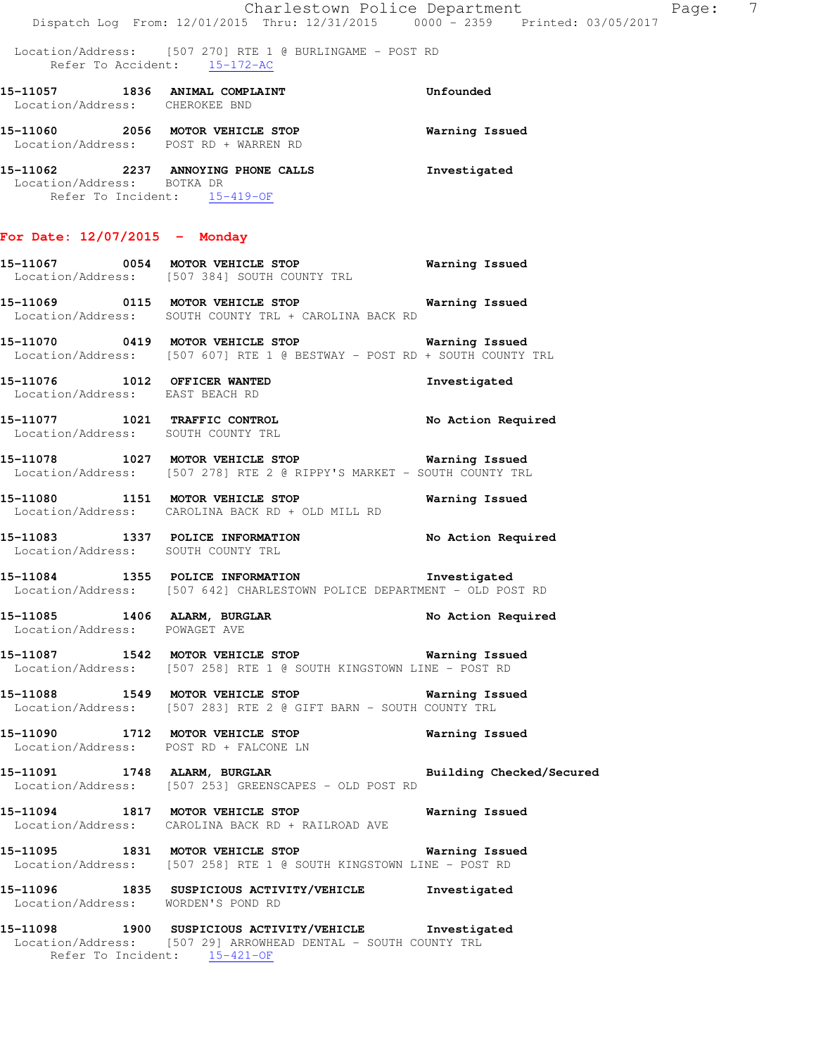Location/Address: [507 270] RTE 1 @ BURLINGAME - POST RD
Refer To Accident: 15-172-AC

**15-11057 1836 ANIMAL COMPLAINT** **Unfounded**
Location/Address: CHEROKEE BND

**15-11060 2056 MOTOR VEHICLE STOP** **Warning Issued**
Location/Address: POST RD + WARREN RD

**15-11062 2237 ANNOYING PHONE CALLS** **Investigated**
Location/Address: BOTKA DR
Refer To Incident: 15-419-OF

## For Date: 12/07/2015 - Monday

**15-11067 0054 MOTOR VEHICLE STOP** **Warning Issued**
Location/Address: [507 384] SOUTH COUNTY TRL

**15-11069 0115 MOTOR VEHICLE STOP** **Warning Issued**
Location/Address: SOUTH COUNTY TRL + CAROLINA BACK RD

**15-11070 0419 MOTOR VEHICLE STOP** **Warning Issued**
Location/Address: [507 607] RTE 1 @ BESTWAY - POST RD + SOUTH COUNTY TRL

**15-11076 1012 OFFICER WANTED** **Investigated**
Location/Address: EAST BEACH RD

**15-11077 1021 TRAFFIC CONTROL** **No Action Required**
Location/Address: SOUTH COUNTY TRL

**15-11078 1027 MOTOR VEHICLE STOP** **Warning Issued**
Location/Address: [507 278] RTE 2 @ RIPPY'S MARKET - SOUTH COUNTY TRL

**15-11080 1151 MOTOR VEHICLE STOP** **Warning Issued**
Location/Address: CAROLINA BACK RD + OLD MILL RD

**15-11083 1337 POLICE INFORMATION** **No Action Required**
Location/Address: SOUTH COUNTY TRL

**15-11084 1355 POLICE INFORMATION** **Investigated**
Location/Address: [507 642] CHARLESTOWN POLICE DEPARTMENT - OLD POST RD

**15-11085 1406 ALARM, BURGLAR** **No Action Required**
Location/Address: POWAGET AVE

**15-11087 1542 MOTOR VEHICLE STOP** **Warning Issued**
Location/Address: [507 258] RTE 1 @ SOUTH KINGSTOWN LINE - POST RD

**15-11088 1549 MOTOR VEHICLE STOP** **Warning Issued**
Location/Address: [507 283] RTE 2 @ GIFT BARN - SOUTH COUNTY TRL

**15-11090 1712 MOTOR VEHICLE STOP** **Warning Issued**
Location/Address: POST RD + FALCONE LN

**15-11091 1748 ALARM, BURGLAR** **Building Checked/Secured**
Location/Address: [507 253] GREENSCAPES - OLD POST RD

**15-11094 1817 MOTOR VEHICLE STOP** **Warning Issued**
Location/Address: CAROLINA BACK RD + RAILROAD AVE

**15-11095 1831 MOTOR VEHICLE STOP** **Warning Issued**
Location/Address: [507 258] RTE 1 @ SOUTH KINGSTOWN LINE - POST RD

**15-11096 1835 SUSPICIOUS ACTIVITY/VEHICLE** **Investigated**
Location/Address: WORDEN'S POND RD

**15-11098 1900 SUSPICIOUS ACTIVITY/VEHICLE** **Investigated**
Location/Address: [507 29] ARROWHEAD DENTAL - SOUTH COUNTY TRL
Refer To Incident: 15-421-OF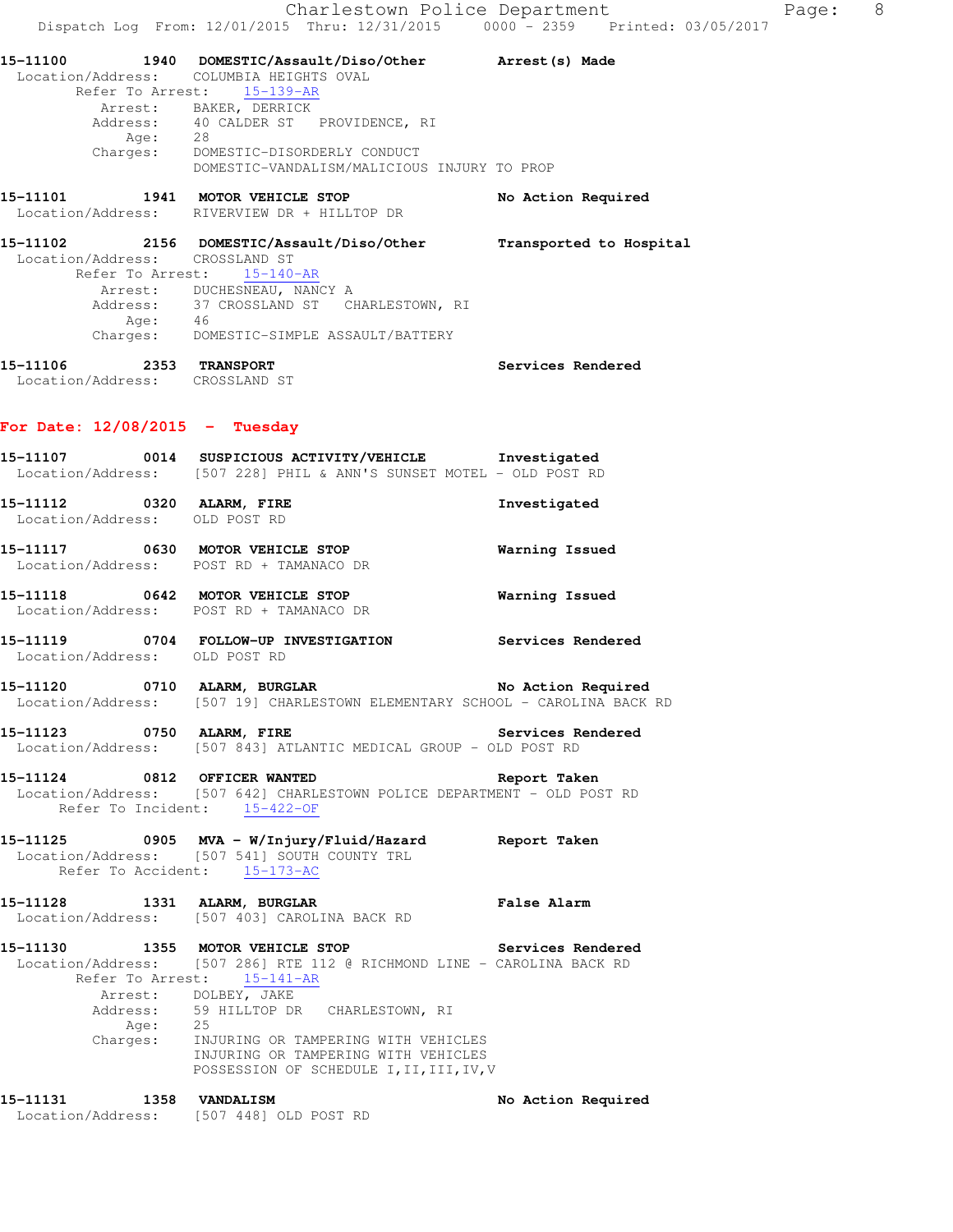**15-11100 1940 DOMESTIC/Assault/Diso/Other — Arrest(s) Made**
Location/Address: COLUMBIA HEIGHTS OVAL
Refer To Arrest: 15-139-AR
Arrest: BAKER, DERRICK
Address: 40 CALDER ST PROVIDENCE, RI
Age: 28
Charges: DOMESTIC-DISORDERLY CONDUCT
DOMESTIC-VANDALISM/MALICIOUS INJURY TO PROP

**15-11101 1941 MOTOR VEHICLE STOP — No Action Required**
Location/Address: RIVERVIEW DR + HILLTOP DR

**15-11102 2156 DOMESTIC/Assault/Diso/Other — Transported to Hospital**
Location/Address: CROSSLAND ST
Refer To Arrest: 15-140-AR
Arrest: DUCHESNEAU, NANCY A
Address: 37 CROSSLAND ST CHARLESTOWN, RI
Age: 46
Charges: DOMESTIC-SIMPLE ASSAULT/BATTERY

**15-11106 2353 TRANSPORT — Services Rendered**
Location/Address: CROSSLAND ST

## For Date: 12/08/2015 - Tuesday

**15-11107 0014 SUSPICIOUS ACTIVITY/VEHICLE — Investigated**
Location/Address: [507 228] PHIL & ANN'S SUNSET MOTEL - OLD POST RD

**15-11112 0320 ALARM, FIRE — Investigated**
Location/Address: OLD POST RD

**15-11117 0630 MOTOR VEHICLE STOP — Warning Issued**
Location/Address: POST RD + TAMANACO DR

**15-11118 0642 MOTOR VEHICLE STOP — Warning Issued**
Location/Address: POST RD + TAMANACO DR

**15-11119 0704 FOLLOW-UP INVESTIGATION — Services Rendered**
Location/Address: OLD POST RD

**15-11120 0710 ALARM, BURGLAR — No Action Required**
Location/Address: [507 19] CHARLESTOWN ELEMENTARY SCHOOL - CAROLINA BACK RD

**15-11123 0750 ALARM, FIRE — Services Rendered**
Location/Address: [507 843] ATLANTIC MEDICAL GROUP - OLD POST RD

**15-11124 0812 OFFICER WANTED — Report Taken**
Location/Address: [507 642] CHARLESTOWN POLICE DEPARTMENT - OLD POST RD
Refer To Incident: 15-422-OF

**15-11125 0905 MVA - W/Injury/Fluid/Hazard — Report Taken**
Location/Address: [507 541] SOUTH COUNTY TRL
Refer To Accident: 15-173-AC

**15-11128 1331 ALARM, BURGLAR — False Alarm**
Location/Address: [507 403] CAROLINA BACK RD

**15-11130 1355 MOTOR VEHICLE STOP — Services Rendered**
Location/Address: [507 286] RTE 112 @ RICHMOND LINE - CAROLINA BACK RD
Refer To Arrest: 15-141-AR
Arrest: DOLBEY, JAKE
Address: 59 HILLTOP DR CHARLESTOWN, RI
Age: 25
Charges: INJURING OR TAMPERING WITH VEHICLES
INJURING OR TAMPERING WITH VEHICLES
POSSESSION OF SCHEDULE I,II,III,IV,V

**15-11131 1358 VANDALISM — No Action Required**
Location/Address: [507 448] OLD POST RD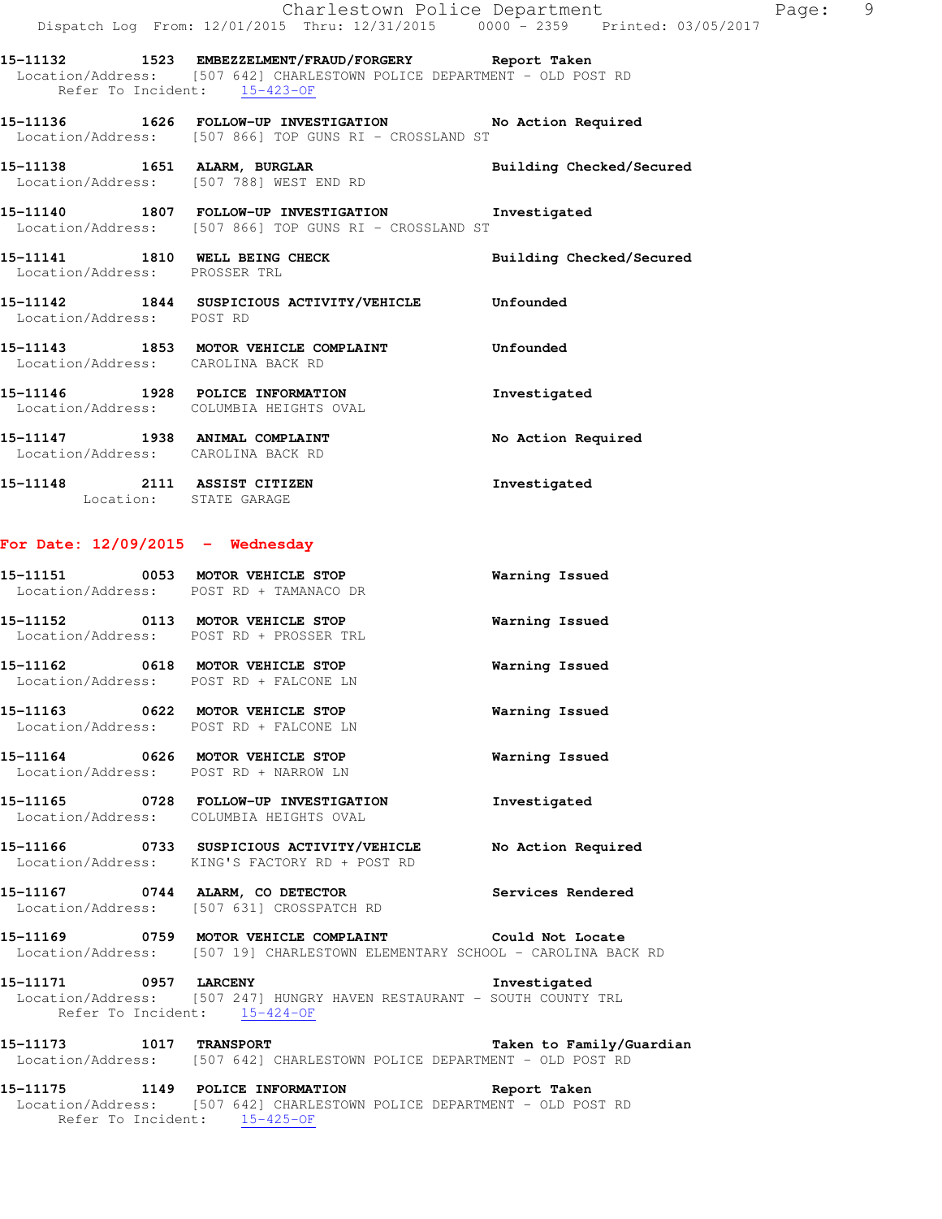**15-11132 1523 EMBEZZELMENT/FRAUD/FORGERY** Report Taken
Location/Address: [507 642] CHARLESTOWN POLICE DEPARTMENT - OLD POST RD
Refer To Incident: 15-423-OF

**15-11136 1626 FOLLOW-UP INVESTIGATION** No Action Required
Location/Address: [507 866] TOP GUNS RI - CROSSLAND ST

**15-11138 1651 ALARM, BURGLAR** Building Checked/Secured
Location/Address: [507 788] WEST END RD

**15-11140 1807 FOLLOW-UP INVESTIGATION** Investigated
Location/Address: [507 866] TOP GUNS RI - CROSSLAND ST

**15-11141 1810 WELL BEING CHECK** Building Checked/Secured
Location/Address: PROSSER TRL

**15-11142 1844 SUSPICIOUS ACTIVITY/VEHICLE** Unfounded
Location/Address: POST RD

**15-11143 1853 MOTOR VEHICLE COMPLAINT** Unfounded
Location/Address: CAROLINA BACK RD

**15-11146 1928 POLICE INFORMATION** Investigated
Location/Address: COLUMBIA HEIGHTS OVAL

**15-11147 1938 ANIMAL COMPLAINT** No Action Required
Location/Address: CAROLINA BACK RD

**15-11148 2111 ASSIST CITIZEN** Investigated
Location: STATE GARAGE

## For Date: 12/09/2015 - Wednesday

**15-11151 0053 MOTOR VEHICLE STOP** Warning Issued
Location/Address: POST RD + TAMANACO DR

**15-11152 0113 MOTOR VEHICLE STOP** Warning Issued
Location/Address: POST RD + PROSSER TRL

**15-11162 0618 MOTOR VEHICLE STOP** Warning Issued
Location/Address: POST RD + FALCONE LN

**15-11163 0622 MOTOR VEHICLE STOP** Warning Issued
Location/Address: POST RD + FALCONE LN

**15-11164 0626 MOTOR VEHICLE STOP** Warning Issued
Location/Address: POST RD + NARROW LN

**15-11165 0728 FOLLOW-UP INVESTIGATION** Investigated
Location/Address: COLUMBIA HEIGHTS OVAL

**15-11166 0733 SUSPICIOUS ACTIVITY/VEHICLE** No Action Required
Location/Address: KING'S FACTORY RD + POST RD

**15-11167 0744 ALARM, CO DETECTOR** Services Rendered
Location/Address: [507 631] CROSSPATCH RD

**15-11169 0759 MOTOR VEHICLE COMPLAINT** Could Not Locate
Location/Address: [507 19] CHARLESTOWN ELEMENTARY SCHOOL - CAROLINA BACK RD

**15-11171 0957 LARCENY** Investigated
Location/Address: [507 247] HUNGRY HAVEN RESTAURANT - SOUTH COUNTY TRL
Refer To Incident: 15-424-OF

**15-11173 1017 TRANSPORT** Taken to Family/Guardian
Location/Address: [507 642] CHARLESTOWN POLICE DEPARTMENT - OLD POST RD

**15-11175 1149 POLICE INFORMATION** Report Taken
Location/Address: [507 642] CHARLESTOWN POLICE DEPARTMENT - OLD POST RD
Refer To Incident: 15-425-OF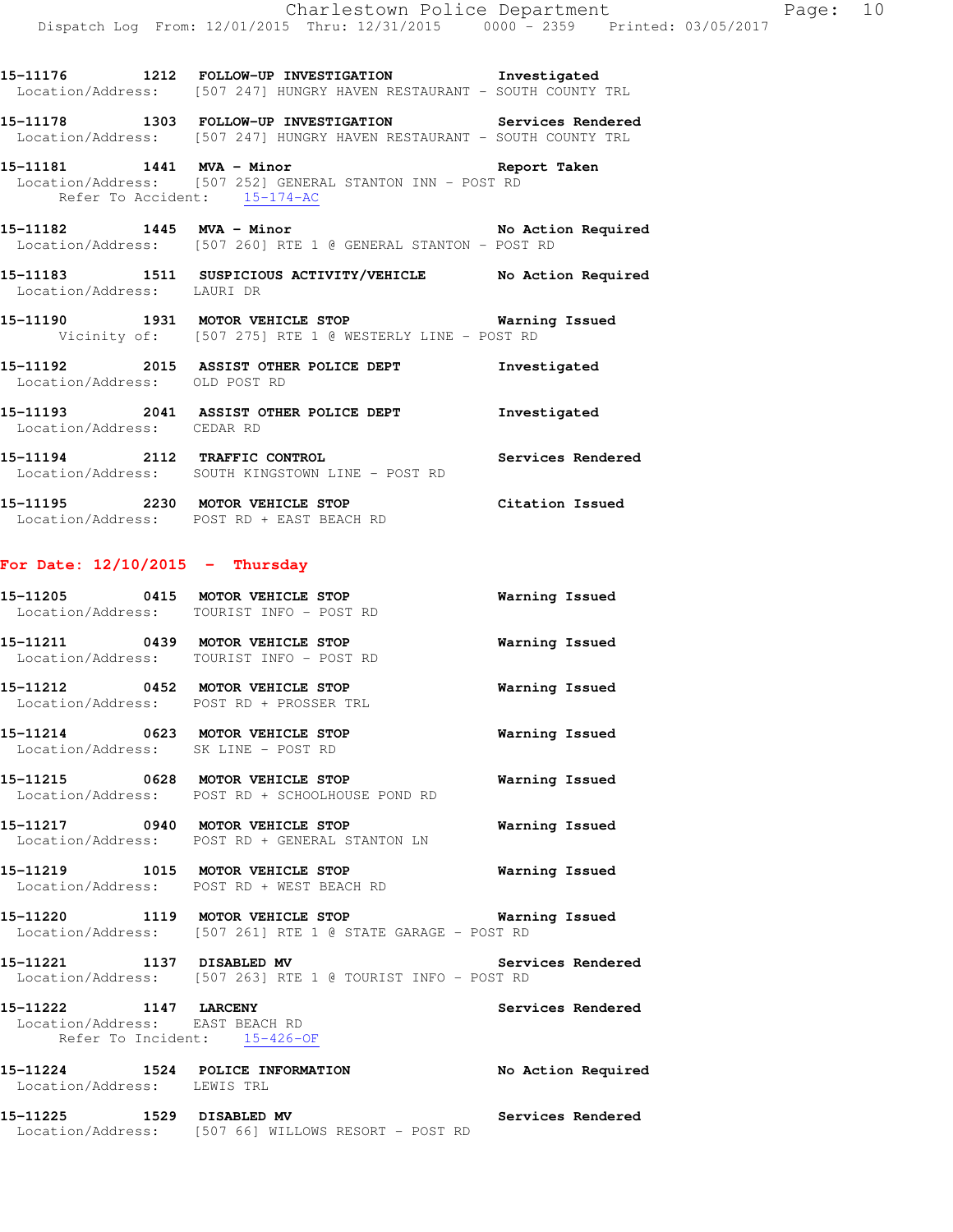15-11176 1212 FOLLOW-UP INVESTIGATION Investigated
Location/Address: [507 247] HUNGRY HAVEN RESTAURANT - SOUTH COUNTY TRL

15-11178 1303 FOLLOW-UP INVESTIGATION Services Rendered
Location/Address: [507 247] HUNGRY HAVEN RESTAURANT - SOUTH COUNTY TRL

15-11181 1441 MVA - Minor Report Taken
Location/Address: [507 252] GENERAL STANTON INN - POST RD
Refer To Accident: 15-174-AC

15-11182 1445 MVA - Minor No Action Required
Location/Address: [507 260] RTE 1 @ GENERAL STANTON - POST RD

15-11183 1511 SUSPICIOUS ACTIVITY/VEHICLE No Action Required
Location/Address: LAURI DR

15-11190 1931 MOTOR VEHICLE STOP Warning Issued
Vicinity of: [507 275] RTE 1 @ WESTERLY LINE - POST RD

15-11192 2015 ASSIST OTHER POLICE DEPT Investigated
Location/Address: OLD POST RD

15-11193 2041 ASSIST OTHER POLICE DEPT Investigated
Location/Address: CEDAR RD

15-11194 2112 TRAFFIC CONTROL Services Rendered
Location/Address: SOUTH KINGSTOWN LINE - POST RD

15-11195 2230 MOTOR VEHICLE STOP Citation Issued
Location/Address: POST RD + EAST BEACH RD

## For Date: 12/10/2015 - Thursday

15-11205 0415 MOTOR VEHICLE STOP Warning Issued
Location/Address: TOURIST INFO - POST RD

15-11211 0439 MOTOR VEHICLE STOP Warning Issued
Location/Address: TOURIST INFO - POST RD

15-11212 0452 MOTOR VEHICLE STOP Warning Issued
Location/Address: POST RD + PROSSER TRL

15-11214 0623 MOTOR VEHICLE STOP Warning Issued
Location/Address: SK LINE - POST RD

15-11215 0628 MOTOR VEHICLE STOP Warning Issued
Location/Address: POST RD + SCHOOLHOUSE POND RD

15-11217 0940 MOTOR VEHICLE STOP Warning Issued
Location/Address: POST RD + GENERAL STANTON LN

15-11219 1015 MOTOR VEHICLE STOP Warning Issued
Location/Address: POST RD + WEST BEACH RD

15-11220 1119 MOTOR VEHICLE STOP Warning Issued
Location/Address: [507 261] RTE 1 @ STATE GARAGE - POST RD

15-11221 1137 DISABLED MV Services Rendered
Location/Address: [507 263] RTE 1 @ TOURIST INFO - POST RD

15-11222 1147 LARCENY Services Rendered
Location/Address: EAST BEACH RD
Refer To Incident: 15-426-OF

15-11224 1524 POLICE INFORMATION No Action Required
Location/Address: LEWIS TRL

15-11225 1529 DISABLED MV Services Rendered
Location/Address: [507 66] WILLOWS RESORT - POST RD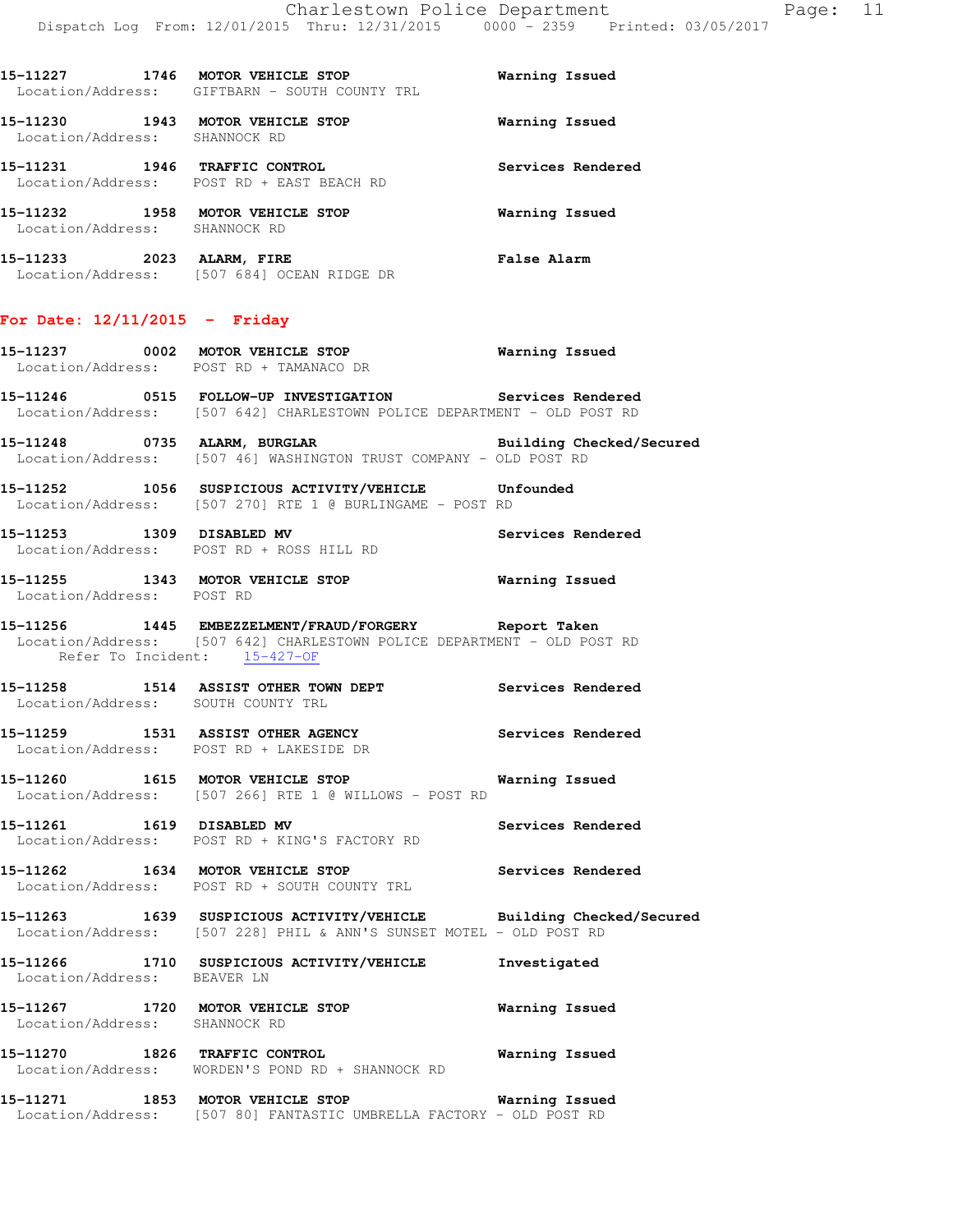15-11227 1746 MOTOR VEHICLE STOP Warning Issued
Location/Address: GIFTBARN - SOUTH COUNTY TRL

15-11230 1943 MOTOR VEHICLE STOP Warning Issued
Location/Address: SHANNOCK RD

15-11231 1946 TRAFFIC CONTROL Services Rendered
Location/Address: POST RD + EAST BEACH RD

15-11232 1958 MOTOR VEHICLE STOP Warning Issued
Location/Address: SHANNOCK RD

15-11233 2023 ALARM, FIRE False Alarm
Location/Address: [507 684] OCEAN RIDGE DR

## For Date: 12/11/2015 - Friday

15-11237 0002 MOTOR VEHICLE STOP Warning Issued
Location/Address: POST RD + TAMANACO DR

15-11246 0515 FOLLOW-UP INVESTIGATION Services Rendered
Location/Address: [507 642] CHARLESTOWN POLICE DEPARTMENT - OLD POST RD

15-11248 0735 ALARM, BURGLAR Building Checked/Secured
Location/Address: [507 46] WASHINGTON TRUST COMPANY - OLD POST RD

15-11252 1056 SUSPICIOUS ACTIVITY/VEHICLE Unfounded
Location/Address: [507 270] RTE 1 @ BURLINGAME - POST RD

15-11253 1309 DISABLED MV Services Rendered
Location/Address: POST RD + ROSS HILL RD

15-11255 1343 MOTOR VEHICLE STOP Warning Issued
Location/Address: POST RD

15-11256 1445 EMBEZZELMENT/FRAUD/FORGERY Report Taken
Location/Address: [507 642] CHARLESTOWN POLICE DEPARTMENT - OLD POST RD
Refer To Incident: 15-427-OF

15-11258 1514 ASSIST OTHER TOWN DEPT Services Rendered
Location/Address: SOUTH COUNTY TRL

15-11259 1531 ASSIST OTHER AGENCY Services Rendered
Location/Address: POST RD + LAKESIDE DR

15-11260 1615 MOTOR VEHICLE STOP Warning Issued
Location/Address: [507 266] RTE 1 @ WILLOWS - POST RD

15-11261 1619 DISABLED MV Services Rendered
Location/Address: POST RD + KING'S FACTORY RD

15-11262 1634 MOTOR VEHICLE STOP Services Rendered
Location/Address: POST RD + SOUTH COUNTY TRL

15-11263 1639 SUSPICIOUS ACTIVITY/VEHICLE Building Checked/Secured
Location/Address: [507 228] PHIL & ANN'S SUNSET MOTEL - OLD POST RD

15-11266 1710 SUSPICIOUS ACTIVITY/VEHICLE Investigated
Location/Address: BEAVER LN

15-11267 1720 MOTOR VEHICLE STOP Warning Issued
Location/Address: SHANNOCK RD

15-11270 1826 TRAFFIC CONTROL Warning Issued
Location/Address: WORDEN'S POND RD + SHANNOCK RD

15-11271 1853 MOTOR VEHICLE STOP Warning Issued
Location/Address: [507 80] FANTASTIC UMBRELLA FACTORY - OLD POST RD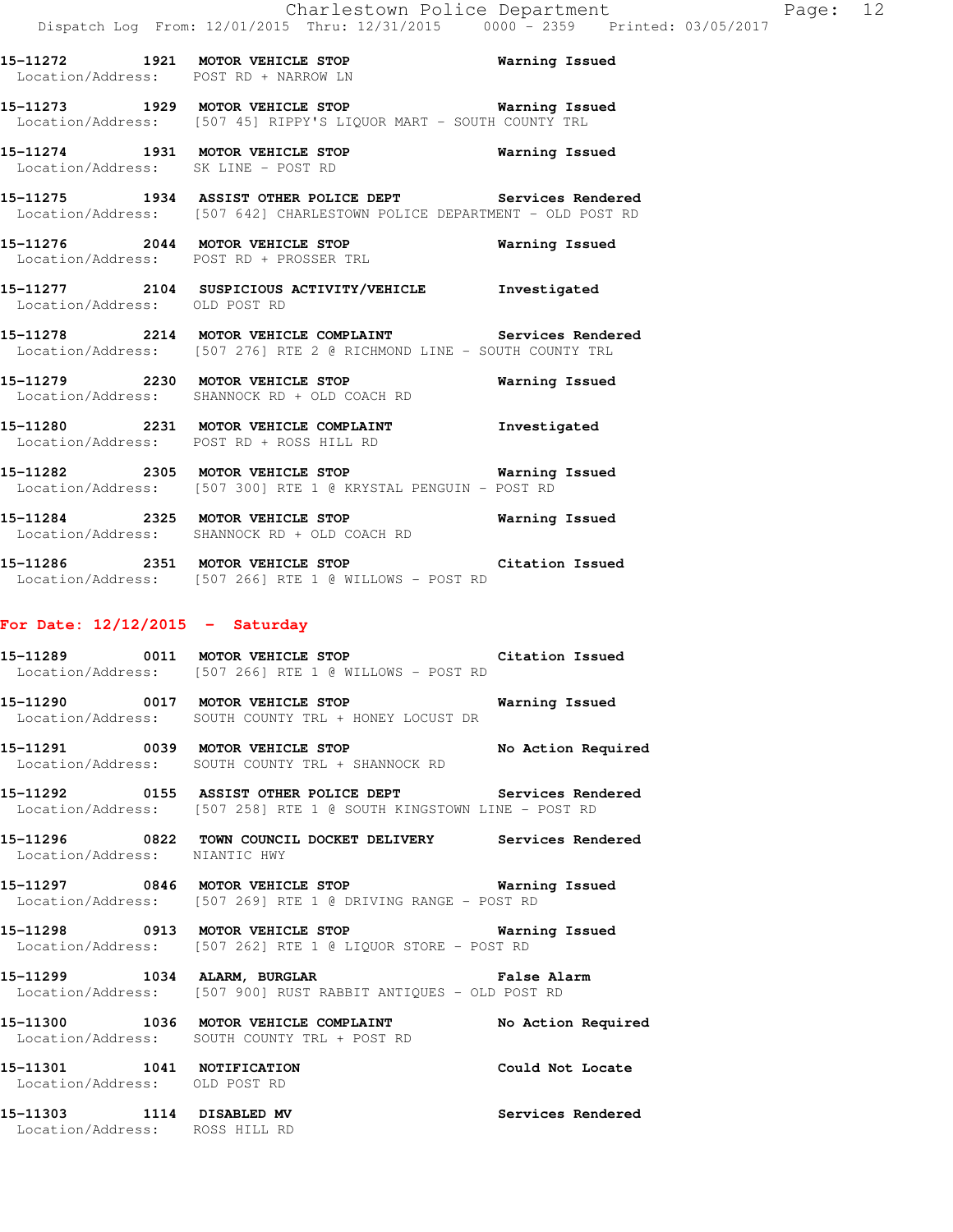15-11272 1921 MOTOR VEHICLE STOP Warning Issued
Location/Address: POST RD + NARROW LN

15-11273 1929 MOTOR VEHICLE STOP Warning Issued
Location/Address: [507 45] RIPPY'S LIQUOR MART - SOUTH COUNTY TRL

15-11274 1931 MOTOR VEHICLE STOP Warning Issued
Location/Address: SK LINE - POST RD

15-11275 1934 ASSIST OTHER POLICE DEPT Services Rendered
Location/Address: [507 642] CHARLESTOWN POLICE DEPARTMENT - OLD POST RD

15-11276 2044 MOTOR VEHICLE STOP Warning Issued
Location/Address: POST RD + PROSSER TRL

15-11277 2104 SUSPICIOUS ACTIVITY/VEHICLE Investigated
Location/Address: OLD POST RD

15-11278 2214 MOTOR VEHICLE COMPLAINT Services Rendered
Location/Address: [507 276] RTE 2 @ RICHMOND LINE - SOUTH COUNTY TRL

15-11279 2230 MOTOR VEHICLE STOP Warning Issued
Location/Address: SHANNOCK RD + OLD COACH RD

15-11280 2231 MOTOR VEHICLE COMPLAINT Investigated
Location/Address: POST RD + ROSS HILL RD

15-11282 2305 MOTOR VEHICLE STOP Warning Issued
Location/Address: [507 300] RTE 1 @ KRYSTAL PENGUIN - POST RD

15-11284 2325 MOTOR VEHICLE STOP Warning Issued
Location/Address: SHANNOCK RD + OLD COACH RD

15-11286 2351 MOTOR VEHICLE STOP Citation Issued
Location/Address: [507 266] RTE 1 @ WILLOWS - POST RD

## For Date: 12/12/2015 - Saturday

15-11289 0011 MOTOR VEHICLE STOP Citation Issued
Location/Address: [507 266] RTE 1 @ WILLOWS - POST RD

15-11290 0017 MOTOR VEHICLE STOP Warning Issued
Location/Address: SOUTH COUNTY TRL + HONEY LOCUST DR

15-11291 0039 MOTOR VEHICLE STOP No Action Required
Location/Address: SOUTH COUNTY TRL + SHANNOCK RD

15-11292 0155 ASSIST OTHER POLICE DEPT Services Rendered
Location/Address: [507 258] RTE 1 @ SOUTH KINGSTOWN LINE - POST RD

15-11296 0822 TOWN COUNCIL DOCKET DELIVERY Services Rendered
Location/Address: NIANTIC HWY

15-11297 0846 MOTOR VEHICLE STOP Warning Issued
Location/Address: [507 269] RTE 1 @ DRIVING RANGE - POST RD

15-11298 0913 MOTOR VEHICLE STOP Warning Issued
Location/Address: [507 262] RTE 1 @ LIQUOR STORE - POST RD

15-11299 1034 ALARM, BURGLAR False Alarm
Location/Address: [507 900] RUST RABBIT ANTIQUES - OLD POST RD

15-11300 1036 MOTOR VEHICLE COMPLAINT No Action Required
Location/Address: SOUTH COUNTY TRL + POST RD

15-11301 1041 NOTIFICATION Could Not Locate
Location/Address: OLD POST RD

15-11303 1114 DISABLED MV Services Rendered
Location/Address: ROSS HILL RD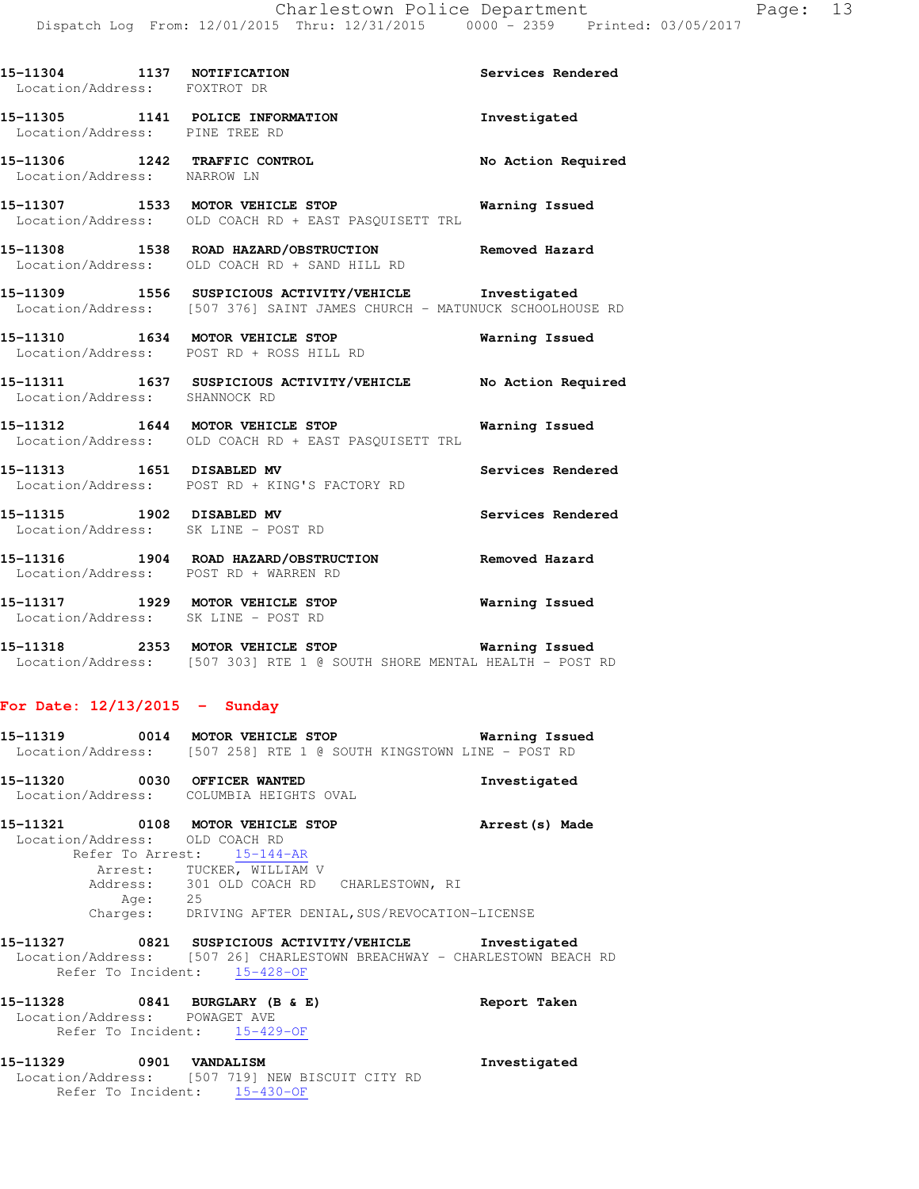**15-11304 1137 NOTIFICATION** — Services Rendered
Location/Address: FOXTROT DR

**15-11305 1141 POLICE INFORMATION** — Investigated
Location/Address: PINE TREE RD

**15-11306 1242 TRAFFIC CONTROL** — No Action Required
Location/Address: NARROW LN

**15-11307 1533 MOTOR VEHICLE STOP** — Warning Issued
Location/Address: OLD COACH RD + EAST PASQUISETT TRL

**15-11308 1538 ROAD HAZARD/OBSTRUCTION** — Removed Hazard
Location/Address: OLD COACH RD + SAND HILL RD

**15-11309 1556 SUSPICIOUS ACTIVITY/VEHICLE** — Investigated
Location/Address: [507 376] SAINT JAMES CHURCH - MATUNUCK SCHOOLHOUSE RD

**15-11310 1634 MOTOR VEHICLE STOP** — Warning Issued
Location/Address: POST RD + ROSS HILL RD

**15-11311 1637 SUSPICIOUS ACTIVITY/VEHICLE** — No Action Required
Location/Address: SHANNOCK RD

**15-11312 1644 MOTOR VEHICLE STOP** — Warning Issued
Location/Address: OLD COACH RD + EAST PASQUISETT TRL

**15-11313 1651 DISABLED MV** — Services Rendered
Location/Address: POST RD + KING'S FACTORY RD

**15-11315 1902 DISABLED MV** — Services Rendered
Location/Address: SK LINE - POST RD

**15-11316 1904 ROAD HAZARD/OBSTRUCTION** — Removed Hazard
Location/Address: POST RD + WARREN RD

**15-11317 1929 MOTOR VEHICLE STOP** — Warning Issued
Location/Address: SK LINE - POST RD

**15-11318 2353 MOTOR VEHICLE STOP** — Warning Issued
Location/Address: [507 303] RTE 1 @ SOUTH SHORE MENTAL HEALTH - POST RD

## For Date: 12/13/2015 - Sunday

**15-11319 0014 MOTOR VEHICLE STOP** — Warning Issued
Location/Address: [507 258] RTE 1 @ SOUTH KINGSTOWN LINE - POST RD

**15-11320 0030 OFFICER WANTED** — Investigated
Location/Address: COLUMBIA HEIGHTS OVAL

**15-11321 0108 MOTOR VEHICLE STOP** — Arrest(s) Made
Location/Address: OLD COACH RD
Refer To Arrest: 15-144-AR
Arrest: TUCKER, WILLIAM V
Address: 301 OLD COACH RD CHARLESTOWN, RI
Age: 25
Charges: DRIVING AFTER DENIAL,SUS/REVOCATION-LICENSE

**15-11327 0821 SUSPICIOUS ACTIVITY/VEHICLE** — Investigated
Location/Address: [507 26] CHARLESTOWN BREACHWAY - CHARLESTOWN BEACH RD
Refer To Incident: 15-428-OF

**15-11328 0841 BURGLARY (B & E)** — Report Taken
Location/Address: POWAGET AVE
Refer To Incident: 15-429-OF

**15-11329 0901 VANDALISM** — Investigated
Location/Address: [507 719] NEW BISCUIT CITY RD
Refer To Incident: 15-430-OF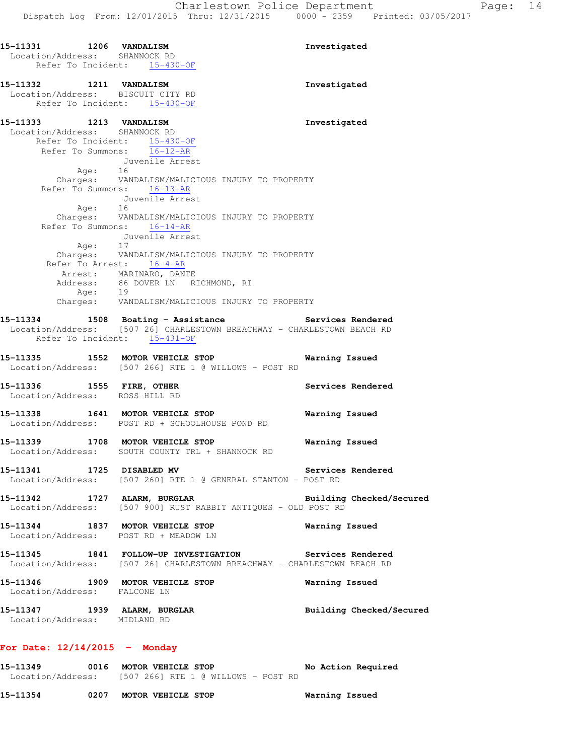15-11331 1206 **VANDALISM** Investigated
Location/Address: SHANNOCK RD
Refer To Incident: 15-430-OF

15-11332 1211 **VANDALISM** Investigated
Location/Address: BISCUIT CITY RD
Refer To Incident: 15-430-OF

15-11333 1213 **VANDALISM** Investigated
Location/Address: SHANNOCK RD
Refer To Incident: 15-430-OF
Refer To Summons: 16-12-AR
Juvenile Arrest
Age: 16
Charges: VANDALISM/MALICIOUS INJURY TO PROPERTY
Refer To Summons: 16-13-AR
Juvenile Arrest
Age: 16
Charges: VANDALISM/MALICIOUS INJURY TO PROPERTY
Refer To Summons: 16-14-AR
Juvenile Arrest
Age: 17
Charges: VANDALISM/MALICIOUS INJURY TO PROPERTY
Refer To Arrest: 16-4-AR
Arrest: MARINARO, DANTE
Address: 86 DOVER LN RICHMOND, RI
Age: 19
Charges: VANDALISM/MALICIOUS INJURY TO PROPERTY

15-11334 1508 **Boating - Assistance** Services Rendered
Location/Address: [507 26] CHARLESTOWN BREACHWAY - CHARLESTOWN BEACH RD
Refer To Incident: 15-431-OF

15-11335 1552 **MOTOR VEHICLE STOP** Warning Issued
Location/Address: [507 266] RTE 1 @ WILLOWS - POST RD

15-11336 1555 **FIRE, OTHER** Services Rendered
Location/Address: ROSS HILL RD

15-11338 1641 **MOTOR VEHICLE STOP** Warning Issued
Location/Address: POST RD + SCHOOLHOUSE POND RD

15-11339 1708 **MOTOR VEHICLE STOP** Warning Issued
Location/Address: SOUTH COUNTY TRL + SHANNOCK RD

15-11341 1725 **DISABLED MV** Services Rendered
Location/Address: [507 260] RTE 1 @ GENERAL STANTON - POST RD

15-11342 1727 **ALARM, BURGLAR** Building Checked/Secured
Location/Address: [507 900] RUST RABBIT ANTIQUES - OLD POST RD

15-11344 1837 **MOTOR VEHICLE STOP** Warning Issued
Location/Address: POST RD + MEADOW LN

15-11345 1841 **FOLLOW-UP INVESTIGATION** Services Rendered
Location/Address: [507 26] CHARLESTOWN BREACHWAY - CHARLESTOWN BEACH RD

15-11346 1909 **MOTOR VEHICLE STOP** Warning Issued
Location/Address: FALCONE LN

15-11347 1939 **ALARM, BURGLAR** Building Checked/Secured
Location/Address: MIDLAND RD

**For Date: 12/14/2015 - Monday**

15-11349 0016 **MOTOR VEHICLE STOP** No Action Required
Location/Address: [507 266] RTE 1 @ WILLOWS - POST RD

15-11354 0207 **MOTOR VEHICLE STOP** Warning Issued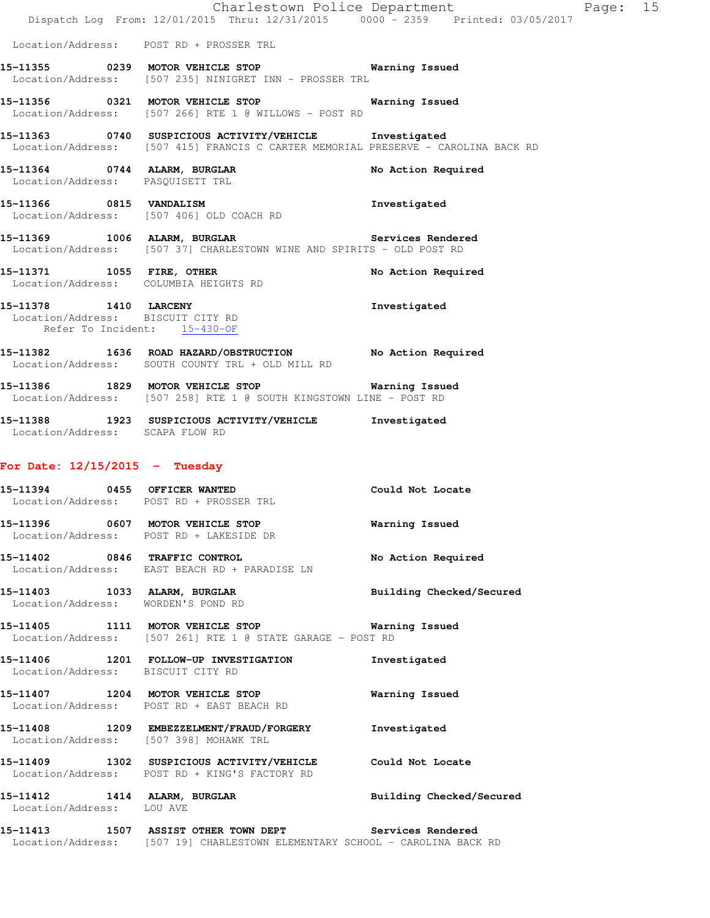Location/Address: POST RD + PROSSER TRL

**15-11355 0239 MOTOR VEHICLE STOP** Warning Issued
Location/Address: [507 235] NINIGRET INN - PROSSER TRL

**15-11356 0321 MOTOR VEHICLE STOP** Warning Issued
Location/Address: [507 266] RTE 1 @ WILLOWS - POST RD

**15-11363 0740 SUSPICIOUS ACTIVITY/VEHICLE** Investigated
Location/Address: [507 415] FRANCIS C CARTER MEMORIAL PRESERVE - CAROLINA BACK RD

**15-11364 0744 ALARM, BURGLAR** No Action Required
Location/Address: PASQUISETT TRL

**15-11366 0815 VANDALISM** Investigated
Location/Address: [507 406] OLD COACH RD

**15-11369 1006 ALARM, BURGLAR** Services Rendered
Location/Address: [507 37] CHARLESTOWN WINE AND SPIRITS - OLD POST RD

**15-11371 1055 FIRE, OTHER** No Action Required
Location/Address: COLUMBIA HEIGHTS RD

**15-11378 1410 LARCENY** Investigated
Location/Address: BISCUIT CITY RD
Refer To Incident: 15-430-OF

**15-11382 1636 ROAD HAZARD/OBSTRUCTION** No Action Required
Location/Address: SOUTH COUNTY TRL + OLD MILL RD

**15-11386 1829 MOTOR VEHICLE STOP** Warning Issued
Location/Address: [507 258] RTE 1 @ SOUTH KINGSTOWN LINE - POST RD

**15-11388 1923 SUSPICIOUS ACTIVITY/VEHICLE** Investigated
Location/Address: SCAPA FLOW RD

## For Date: 12/15/2015 - Tuesday

**15-11394 0455 OFFICER WANTED** Could Not Locate
Location/Address: POST RD + PROSSER TRL

**15-11396 0607 MOTOR VEHICLE STOP** Warning Issued
Location/Address: POST RD + LAKESIDE DR

**15-11402 0846 TRAFFIC CONTROL** No Action Required
Location/Address: EAST BEACH RD + PARADISE LN

**15-11403 1033 ALARM, BURGLAR** Building Checked/Secured
Location/Address: WORDEN'S POND RD

**15-11405 1111 MOTOR VEHICLE STOP** Warning Issued
Location/Address: [507 261] RTE 1 @ STATE GARAGE - POST RD

**15-11406 1201 FOLLOW-UP INVESTIGATION** Investigated
Location/Address: BISCUIT CITY RD

**15-11407 1204 MOTOR VEHICLE STOP** Warning Issued
Location/Address: POST RD + EAST BEACH RD

**15-11408 1209 EMBEZZELMENT/FRAUD/FORGERY** Investigated
Location/Address: [507 398] MOHAWK TRL

**15-11409 1302 SUSPICIOUS ACTIVITY/VEHICLE** Could Not Locate
Location/Address: POST RD + KING'S FACTORY RD

**15-11412 1414 ALARM, BURGLAR** Building Checked/Secured
Location/Address: LOU AVE

**15-11413 1507 ASSIST OTHER TOWN DEPT** Services Rendered
Location/Address: [507 19] CHARLESTOWN ELEMENTARY SCHOOL - CAROLINA BACK RD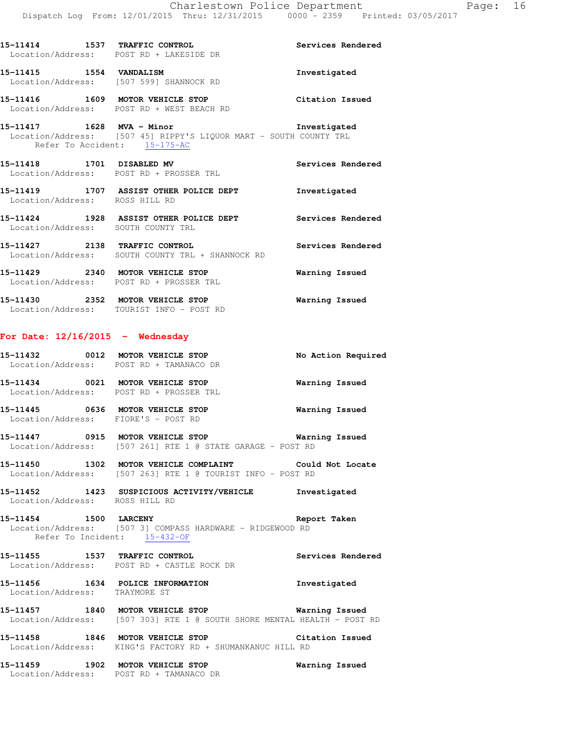15-11414 1537 TRAFFIC CONTROL Services Rendered
Location/Address: POST RD + LAKESIDE DR

15-11415 1554 VANDALISM Investigated
Location/Address: [507 599] SHANNOCK RD

15-11416 1609 MOTOR VEHICLE STOP Citation Issued
Location/Address: POST RD + WEST BEACH RD

15-11417 1628 MVA - Minor Investigated
Location/Address: [507 45] RIPPY'S LIQUOR MART - SOUTH COUNTY TRL
Refer To Accident: 15-175-AC

15-11418 1701 DISABLED MV Services Rendered
Location/Address: POST RD + PROSSER TRL

15-11419 1707 ASSIST OTHER POLICE DEPT Investigated
Location/Address: ROSS HILL RD

15-11424 1928 ASSIST OTHER POLICE DEPT Services Rendered
Location/Address: SOUTH COUNTY TRL

15-11427 2138 TRAFFIC CONTROL Services Rendered
Location/Address: SOUTH COUNTY TRL + SHANNOCK RD

15-11429 2340 MOTOR VEHICLE STOP Warning Issued
Location/Address: POST RD + PROSSER TRL

15-11430 2352 MOTOR VEHICLE STOP Warning Issued
Location/Address: TOURIST INFO - POST RD

## For Date: 12/16/2015 - Wednesday

15-11432 0012 MOTOR VEHICLE STOP No Action Required
Location/Address: POST RD + TAMANACO DR

15-11434 0021 MOTOR VEHICLE STOP Warning Issued
Location/Address: POST RD + PROSSER TRL

15-11445 0636 MOTOR VEHICLE STOP Warning Issued
Location/Address: FIORE'S - POST RD

15-11447 0915 MOTOR VEHICLE STOP Warning Issued
Location/Address: [507 261] RTE 1 @ STATE GARAGE - POST RD

15-11450 1302 MOTOR VEHICLE COMPLAINT Could Not Locate
Location/Address: [507 263] RTE 1 @ TOURIST INFO - POST RD

15-11452 1423 SUSPICIOUS ACTIVITY/VEHICLE Investigated
Location/Address: ROSS HILL RD

15-11454 1500 LARCENY Report Taken
Location/Address: [507 3] COMPASS HARDWARE - RIDGEWOOD RD
Refer To Incident: 15-432-OF

15-11455 1537 TRAFFIC CONTROL Services Rendered
Location/Address: POST RD + CASTLE ROCK DR

15-11456 1634 POLICE INFORMATION Investigated
Location/Address: TRAYMORE ST

15-11457 1840 MOTOR VEHICLE STOP Warning Issued
Location/Address: [507 303] RTE 1 @ SOUTH SHORE MENTAL HEALTH - POST RD

15-11458 1846 MOTOR VEHICLE STOP Citation Issued
Location/Address: KING'S FACTORY RD + SHUMANKANUC HILL RD

15-11459 1902 MOTOR VEHICLE STOP Warning Issued
Location/Address: POST RD + TAMANACO DR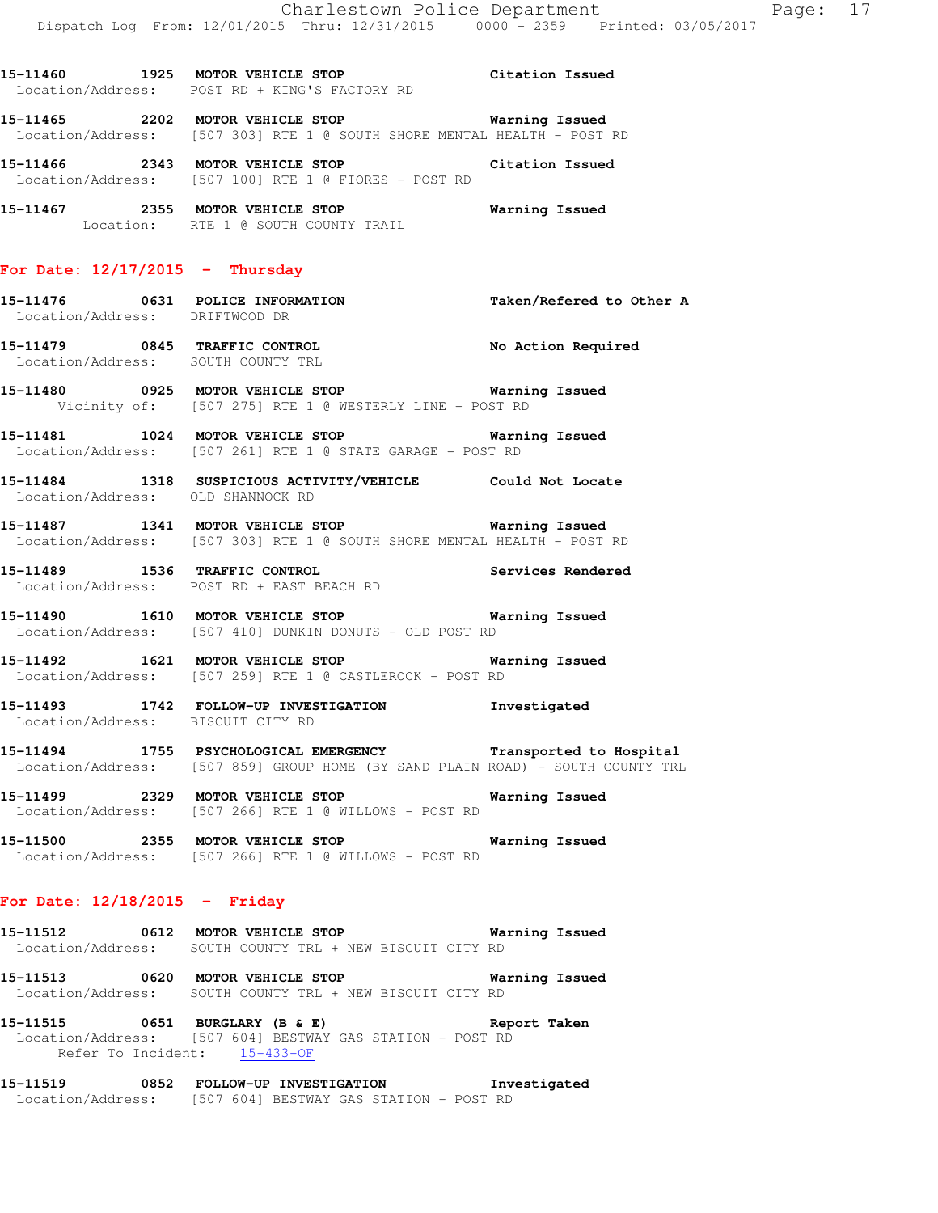15-11460 1925 **MOTOR VEHICLE STOP** **Citation Issued**
Location/Address: POST RD + KING'S FACTORY RD

15-11465 2202 **MOTOR VEHICLE STOP** **Warning Issued**
Location/Address: [507 303] RTE 1 @ SOUTH SHORE MENTAL HEALTH - POST RD

15-11466 2343 **MOTOR VEHICLE STOP** **Citation Issued**
Location/Address: [507 100] RTE 1 @ FIORES - POST RD

15-11467 2355 **MOTOR VEHICLE STOP** **Warning Issued**
Location: RTE 1 @ SOUTH COUNTY TRAIL

## For Date: 12/17/2015 - Thursday

15-11476 0631 **POLICE INFORMATION** **Taken/Refered to Other A**
Location/Address: DRIFTWOOD DR

15-11479 0845 **TRAFFIC CONTROL** **No Action Required**
Location/Address: SOUTH COUNTY TRL

15-11480 0925 **MOTOR VEHICLE STOP** **Warning Issued**
Vicinity of: [507 275] RTE 1 @ WESTERLY LINE - POST RD

15-11481 1024 **MOTOR VEHICLE STOP** **Warning Issued**
Location/Address: [507 261] RTE 1 @ STATE GARAGE - POST RD

15-11484 1318 **SUSPICIOUS ACTIVITY/VEHICLE** **Could Not Locate**
Location/Address: OLD SHANNOCK RD

15-11487 1341 **MOTOR VEHICLE STOP** **Warning Issued**
Location/Address: [507 303] RTE 1 @ SOUTH SHORE MENTAL HEALTH - POST RD

15-11489 1536 **TRAFFIC CONTROL** **Services Rendered**
Location/Address: POST RD + EAST BEACH RD

15-11490 1610 **MOTOR VEHICLE STOP** **Warning Issued**
Location/Address: [507 410] DUNKIN DONUTS - OLD POST RD

15-11492 1621 **MOTOR VEHICLE STOP** **Warning Issued**
Location/Address: [507 259] RTE 1 @ CASTLEROCK - POST RD

15-11493 1742 **FOLLOW-UP INVESTIGATION** **Investigated**
Location/Address: BISCUIT CITY RD

15-11494 1755 **PSYCHOLOGICAL EMERGENCY** **Transported to Hospital**
Location/Address: [507 859] GROUP HOME (BY SAND PLAIN ROAD) - SOUTH COUNTY TRL

15-11499 2329 **MOTOR VEHICLE STOP** **Warning Issued**
Location/Address: [507 266] RTE 1 @ WILLOWS - POST RD

15-11500 2355 **MOTOR VEHICLE STOP** **Warning Issued**
Location/Address: [507 266] RTE 1 @ WILLOWS - POST RD

## For Date: 12/18/2015 - Friday

15-11512 0612 **MOTOR VEHICLE STOP** **Warning Issued**
Location/Address: SOUTH COUNTY TRL + NEW BISCUIT CITY RD

15-11513 0620 **MOTOR VEHICLE STOP** **Warning Issued**
Location/Address: SOUTH COUNTY TRL + NEW BISCUIT CITY RD

15-11515 0651 **BURGLARY (B & E)** **Report Taken**
Location/Address: [507 604] BESTWAY GAS STATION - POST RD
Refer To Incident: 15-433-OF

15-11519 0852 **FOLLOW-UP INVESTIGATION** **Investigated**
Location/Address: [507 604] BESTWAY GAS STATION - POST RD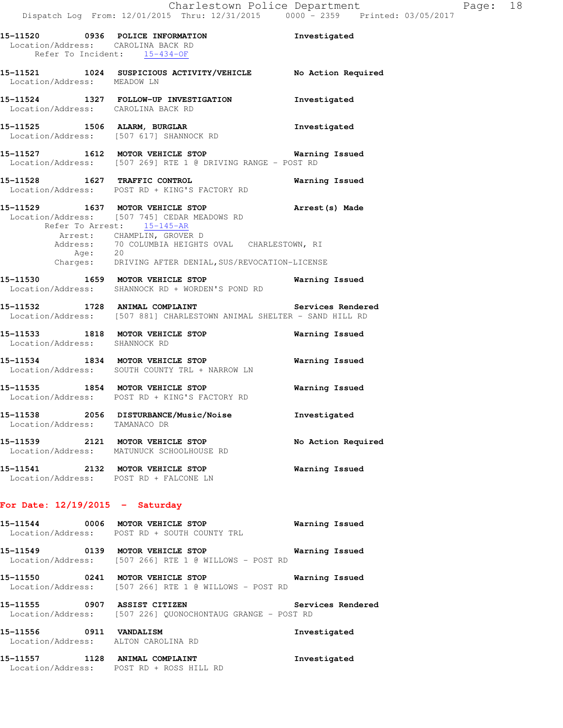**15-11520 0936 POLICE INFORMATION** — Investigated
Location/Address: CAROLINA BACK RD
Refer To Incident: 15-434-OF

**15-11521 1024 SUSPICIOUS ACTIVITY/VEHICLE** — No Action Required
Location/Address: MEADOW LN

**15-11524 1327 FOLLOW-UP INVESTIGATION** — Investigated
Location/Address: CAROLINA BACK RD

**15-11525 1506 ALARM, BURGLAR** — Investigated
Location/Address: [507 617] SHANNOCK RD

**15-11527 1612 MOTOR VEHICLE STOP** — Warning Issued
Location/Address: [507 269] RTE 1 @ DRIVING RANGE - POST RD

**15-11528 1627 TRAFFIC CONTROL** — Warning Issued
Location/Address: POST RD + KING'S FACTORY RD

**15-11529 1637 MOTOR VEHICLE STOP** — Arrest(s) Made
Location/Address: [507 745] CEDAR MEADOWS RD
Refer To Arrest: 15-145-AR
Arrest: CHAMPLIN, GROVER D
Address: 70 COLUMBIA HEIGHTS OVAL CHARLESTOWN, RI
Age: 20
Charges: DRIVING AFTER DENIAL,SUS/REVOCATION-LICENSE

**15-11530 1659 MOTOR VEHICLE STOP** — Warning Issued
Location/Address: SHANNOCK RD + WORDEN'S POND RD

**15-11532 1728 ANIMAL COMPLAINT** — Services Rendered
Location/Address: [507 881] CHARLESTOWN ANIMAL SHELTER - SAND HILL RD

**15-11533 1818 MOTOR VEHICLE STOP** — Warning Issued
Location/Address: SHANNOCK RD

**15-11534 1834 MOTOR VEHICLE STOP** — Warning Issued
Location/Address: SOUTH COUNTY TRL + NARROW LN

**15-11535 1854 MOTOR VEHICLE STOP** — Warning Issued
Location/Address: POST RD + KING'S FACTORY RD

**15-11538 2056 DISTURBANCE/Music/Noise** — Investigated
Location/Address: TAMANACO DR

**15-11539 2121 MOTOR VEHICLE STOP** — No Action Required
Location/Address: MATUNUCK SCHOOLHOUSE RD

**15-11541 2132 MOTOR VEHICLE STOP** — Warning Issued
Location/Address: POST RD + FALCONE LN

## For Date: 12/19/2015 - Saturday

**15-11544 0006 MOTOR VEHICLE STOP** — Warning Issued
Location/Address: POST RD + SOUTH COUNTY TRL

**15-11549 0139 MOTOR VEHICLE STOP** — Warning Issued
Location/Address: [507 266] RTE 1 @ WILLOWS - POST RD

**15-11550 0241 MOTOR VEHICLE STOP** — Warning Issued
Location/Address: [507 266] RTE 1 @ WILLOWS - POST RD

**15-11555 0907 ASSIST CITIZEN** — Services Rendered
Location/Address: [507 226] QUONOCHONTAUG GRANGE - POST RD

**15-11556 0911 VANDALISM** — Investigated
Location/Address: ALTON CAROLINA RD

**15-11557 1128 ANIMAL COMPLAINT** — Investigated
Location/Address: POST RD + ROSS HILL RD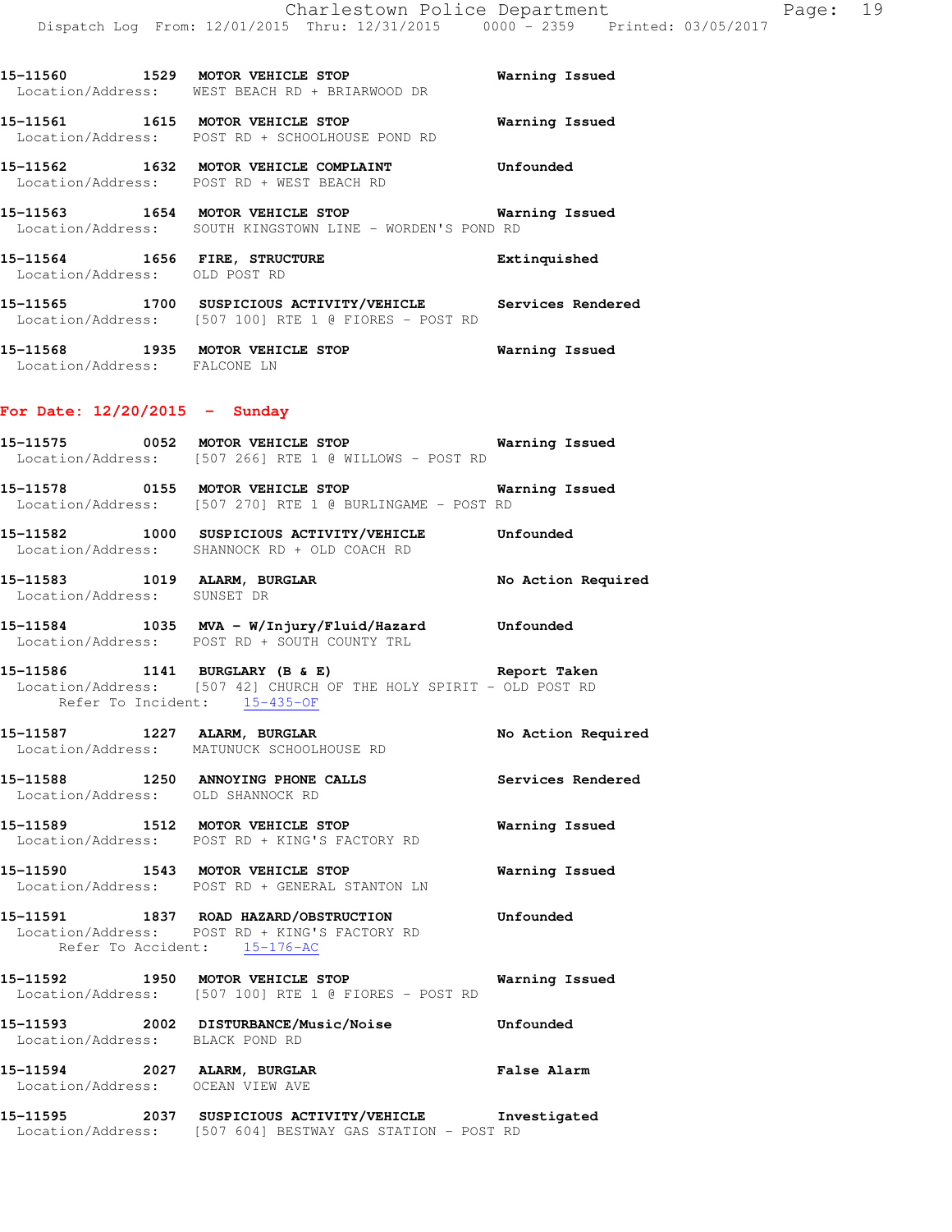15-11560 1529 MOTOR VEHICLE STOP Warning Issued
Location/Address: WEST BEACH RD + BRIARWOOD DR

15-11561 1615 MOTOR VEHICLE STOP Warning Issued
Location/Address: POST RD + SCHOOLHOUSE POND RD

15-11562 1632 MOTOR VEHICLE COMPLAINT Unfounded
Location/Address: POST RD + WEST BEACH RD

15-11563 1654 MOTOR VEHICLE STOP Warning Issued
Location/Address: SOUTH KINGSTOWN LINE - WORDEN'S POND RD

15-11564 1656 FIRE, STRUCTURE Extinquished
Location/Address: OLD POST RD

15-11565 1700 SUSPICIOUS ACTIVITY/VEHICLE Services Rendered
Location/Address: [507 100] RTE 1 @ FIORES - POST RD

15-11568 1935 MOTOR VEHICLE STOP Warning Issued
Location/Address: FALCONE LN

## For Date: 12/20/2015 - Sunday

15-11575 0052 MOTOR VEHICLE STOP Warning Issued
Location/Address: [507 266] RTE 1 @ WILLOWS - POST RD

15-11578 0155 MOTOR VEHICLE STOP Warning Issued
Location/Address: [507 270] RTE 1 @ BURLINGAME - POST RD

15-11582 1000 SUSPICIOUS ACTIVITY/VEHICLE Unfounded
Location/Address: SHANNOCK RD + OLD COACH RD

15-11583 1019 ALARM, BURGLAR No Action Required
Location/Address: SUNSET DR

15-11584 1035 MVA - W/Injury/Fluid/Hazard Unfounded
Location/Address: POST RD + SOUTH COUNTY TRL

15-11586 1141 BURGLARY (B & E) Report Taken
Location/Address: [507 42] CHURCH OF THE HOLY SPIRIT - OLD POST RD
Refer To Incident: 15-435-OF

15-11587 1227 ALARM, BURGLAR No Action Required
Location/Address: MATUNUCK SCHOOLHOUSE RD

15-11588 1250 ANNOYING PHONE CALLS Services Rendered
Location/Address: OLD SHANNOCK RD

15-11589 1512 MOTOR VEHICLE STOP Warning Issued
Location/Address: POST RD + KING'S FACTORY RD

15-11590 1543 MOTOR VEHICLE STOP Warning Issued
Location/Address: POST RD + GENERAL STANTON LN

15-11591 1837 ROAD HAZARD/OBSTRUCTION Unfounded
Location/Address: POST RD + KING'S FACTORY RD
Refer To Accident: 15-176-AC

15-11592 1950 MOTOR VEHICLE STOP Warning Issued
Location/Address: [507 100] RTE 1 @ FIORES - POST RD

15-11593 2002 DISTURBANCE/Music/Noise Unfounded
Location/Address: BLACK POND RD

15-11594 2027 ALARM, BURGLAR False Alarm
Location/Address: OCEAN VIEW AVE

15-11595 2037 SUSPICIOUS ACTIVITY/VEHICLE Investigated
Location/Address: [507 604] BESTWAY GAS STATION - POST RD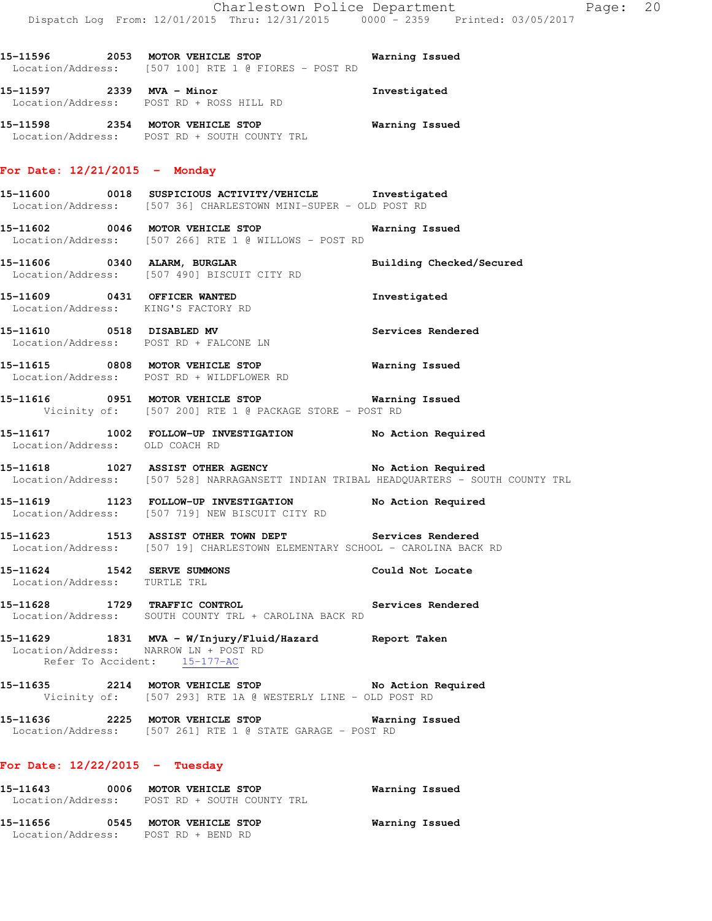15-11596 2053 **MOTOR VEHICLE STOP** **Warning Issued**
Location/Address: [507 100] RTE 1 @ FIORES - POST RD

15-11597 2339 **MVA - Minor** **Investigated**
Location/Address: POST RD + ROSS HILL RD

15-11598 2354 **MOTOR VEHICLE STOP** **Warning Issued**
Location/Address: POST RD + SOUTH COUNTY TRL

## For Date: 12/21/2015 - Monday

15-11600 0018 **SUSPICIOUS ACTIVITY/VEHICLE** **Investigated**
Location/Address: [507 36] CHARLESTOWN MINI-SUPER - OLD POST RD

15-11602 0046 **MOTOR VEHICLE STOP** **Warning Issued**
Location/Address: [507 266] RTE 1 @ WILLOWS - POST RD

15-11606 0340 **ALARM, BURGLAR** **Building Checked/Secured**
Location/Address: [507 490] BISCUIT CITY RD

15-11609 0431 **OFFICER WANTED** **Investigated**
Location/Address: KING'S FACTORY RD

15-11610 0518 **DISABLED MV** **Services Rendered**
Location/Address: POST RD + FALCONE LN

15-11615 0808 **MOTOR VEHICLE STOP** **Warning Issued**
Location/Address: POST RD + WILDFLOWER RD

15-11616 0951 **MOTOR VEHICLE STOP** **Warning Issued**
Vicinity of: [507 200] RTE 1 @ PACKAGE STORE - POST RD

15-11617 1002 **FOLLOW-UP INVESTIGATION** **No Action Required**
Location/Address: OLD COACH RD

15-11618 1027 **ASSIST OTHER AGENCY** **No Action Required**
Location/Address: [507 528] NARRAGANSETT INDIAN TRIBAL HEADQUARTERS - SOUTH COUNTY TRL

15-11619 1123 **FOLLOW-UP INVESTIGATION** **No Action Required**
Location/Address: [507 719] NEW BISCUIT CITY RD

15-11623 1513 **ASSIST OTHER TOWN DEPT** **Services Rendered**
Location/Address: [507 19] CHARLESTOWN ELEMENTARY SCHOOL - CAROLINA BACK RD

15-11624 1542 **SERVE SUMMONS** **Could Not Locate**
Location/Address: TURTLE TRL

15-11628 1729 **TRAFFIC CONTROL** **Services Rendered**
Location/Address: SOUTH COUNTY TRL + CAROLINA BACK RD

15-11629 1831 **MVA - W/Injury/Fluid/Hazard** **Report Taken**
Location/Address: NARROW LN + POST RD
Refer To Accident: 15-177-AC

15-11635 2214 **MOTOR VEHICLE STOP** **No Action Required**
Vicinity of: [507 293] RTE 1A @ WESTERLY LINE - OLD POST RD

15-11636 2225 **MOTOR VEHICLE STOP** **Warning Issued**
Location/Address: [507 261] RTE 1 @ STATE GARAGE - POST RD

## For Date: 12/22/2015 - Tuesday

15-11643 0006 **MOTOR VEHICLE STOP** **Warning Issued**
Location/Address: POST RD + SOUTH COUNTY TRL

15-11656 0545 **MOTOR VEHICLE STOP** **Warning Issued**
Location/Address: POST RD + BEND RD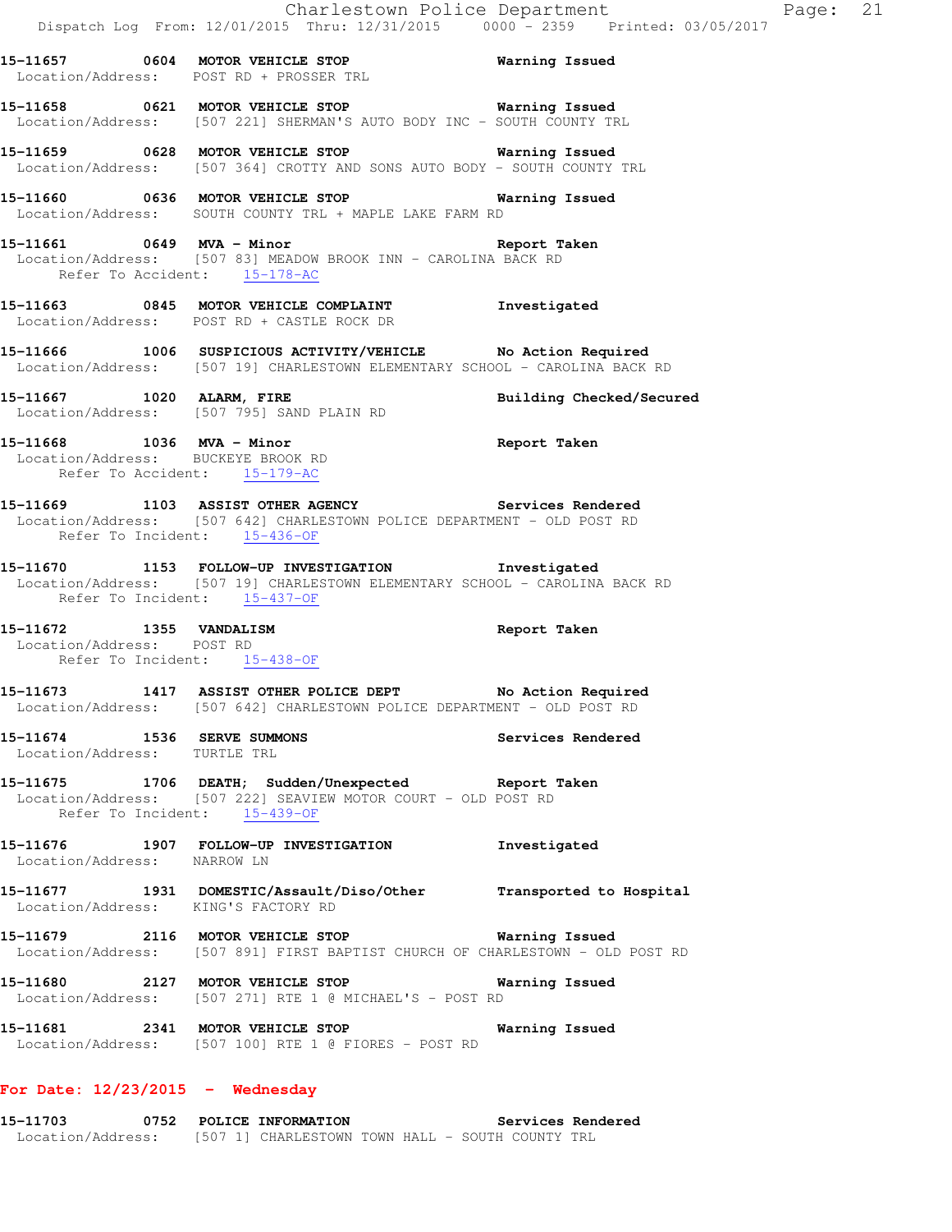15-11657 0604 **MOTOR VEHICLE STOP** **Warning Issued**
Location/Address: POST RD + PROSSER TRL

15-11658 0621 **MOTOR VEHICLE STOP** **Warning Issued**
Location/Address: [507 221] SHERMAN'S AUTO BODY INC - SOUTH COUNTY TRL

15-11659 0628 **MOTOR VEHICLE STOP** **Warning Issued**
Location/Address: [507 364] CROTTY AND SONS AUTO BODY - SOUTH COUNTY TRL

15-11660 0636 **MOTOR VEHICLE STOP** **Warning Issued**
Location/Address: SOUTH COUNTY TRL + MAPLE LAKE FARM RD

15-11661 0649 **MVA - Minor** **Report Taken**
Location/Address: [507 83] MEADOW BROOK INN - CAROLINA BACK RD
Refer To Accident: 15-178-AC

15-11663 0845 **MOTOR VEHICLE COMPLAINT** **Investigated**
Location/Address: POST RD + CASTLE ROCK DR

15-11666 1006 **SUSPICIOUS ACTIVITY/VEHICLE** **No Action Required**
Location/Address: [507 19] CHARLESTOWN ELEMENTARY SCHOOL - CAROLINA BACK RD

15-11667 1020 **ALARM, FIRE** **Building Checked/Secured**
Location/Address: [507 795] SAND PLAIN RD

15-11668 1036 **MVA - Minor** **Report Taken**
Location/Address: BUCKEYE BROOK RD
Refer To Accident: 15-179-AC

15-11669 1103 **ASSIST OTHER AGENCY** **Services Rendered**
Location/Address: [507 642] CHARLESTOWN POLICE DEPARTMENT - OLD POST RD
Refer To Incident: 15-436-OF

15-11670 1153 **FOLLOW-UP INVESTIGATION** **Investigated**
Location/Address: [507 19] CHARLESTOWN ELEMENTARY SCHOOL - CAROLINA BACK RD
Refer To Incident: 15-437-OF

15-11672 1355 **VANDALISM** **Report Taken**
Location/Address: POST RD
Refer To Incident: 15-438-OF

15-11673 1417 **ASSIST OTHER POLICE DEPT** **No Action Required**
Location/Address: [507 642] CHARLESTOWN POLICE DEPARTMENT - OLD POST RD

15-11674 1536 **SERVE SUMMONS** **Services Rendered**
Location/Address: TURTLE TRL

15-11675 1706 **DEATH; Sudden/Unexpected** **Report Taken**
Location/Address: [507 222] SEAVIEW MOTOR COURT - OLD POST RD
Refer To Incident: 15-439-OF

15-11676 1907 **FOLLOW-UP INVESTIGATION** **Investigated**
Location/Address: NARROW LN

15-11677 1931 **DOMESTIC/Assault/Diso/Other** **Transported to Hospital**
Location/Address: KING'S FACTORY RD

15-11679 2116 **MOTOR VEHICLE STOP** **Warning Issued**
Location/Address: [507 891] FIRST BAPTIST CHURCH OF CHARLESTOWN - OLD POST RD

15-11680 2127 **MOTOR VEHICLE STOP** **Warning Issued**
Location/Address: [507 271] RTE 1 @ MICHAEL'S - POST RD

15-11681 2341 **MOTOR VEHICLE STOP** **Warning Issued**
Location/Address: [507 100] RTE 1 @ FIORES - POST RD

## For Date: 12/23/2015 - Wednesday

15-11703 0752 **POLICE INFORMATION** **Services Rendered**
Location/Address: [507 1] CHARLESTOWN TOWN HALL - SOUTH COUNTY TRL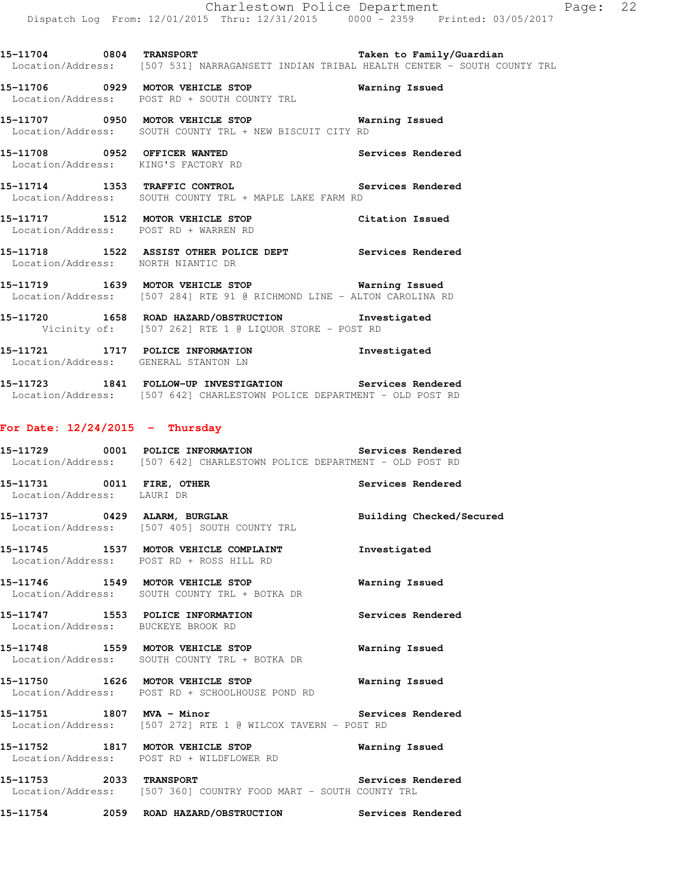15-11704 0804 **TRANSPORT** **Taken to Family/Guardian**
Location/Address: [507 531] NARRAGANSETT INDIAN TRIBAL HEALTH CENTER - SOUTH COUNTY TRL

15-11706 0929 **MOTOR VEHICLE STOP** **Warning Issued**
Location/Address: POST RD + SOUTH COUNTY TRL

15-11707 0950 **MOTOR VEHICLE STOP** **Warning Issued**
Location/Address: SOUTH COUNTY TRL + NEW BISCUIT CITY RD

15-11708 0952 **OFFICER WANTED** **Services Rendered**
Location/Address: KING'S FACTORY RD

15-11714 1353 **TRAFFIC CONTROL** **Services Rendered**
Location/Address: SOUTH COUNTY TRL + MAPLE LAKE FARM RD

15-11717 1512 **MOTOR VEHICLE STOP** **Citation Issued**
Location/Address: POST RD + WARREN RD

15-11718 1522 **ASSIST OTHER POLICE DEPT** **Services Rendered**
Location/Address: NORTH NIANTIC DR

15-11719 1639 **MOTOR VEHICLE STOP** **Warning Issued**
Location/Address: [507 284] RTE 91 @ RICHMOND LINE - ALTON CAROLINA RD

15-11720 1658 **ROAD HAZARD/OBSTRUCTION** **Investigated**
Vicinity of: [507 262] RTE 1 @ LIQUOR STORE - POST RD

15-11721 1717 **POLICE INFORMATION** **Investigated**
Location/Address: GENERAL STANTON LN

15-11723 1841 **FOLLOW-UP INVESTIGATION** **Services Rendered**
Location/Address: [507 642] CHARLESTOWN POLICE DEPARTMENT - OLD POST RD

## For Date: 12/24/2015 - Thursday

15-11729 0001 **POLICE INFORMATION** **Services Rendered**
Location/Address: [507 642] CHARLESTOWN POLICE DEPARTMENT - OLD POST RD

15-11731 0011 **FIRE, OTHER** **Services Rendered**
Location/Address: LAURI DR

15-11737 0429 **ALARM, BURGLAR** **Building Checked/Secured**
Location/Address: [507 405] SOUTH COUNTY TRL

15-11745 1537 **MOTOR VEHICLE COMPLAINT** **Investigated**
Location/Address: POST RD + ROSS HILL RD

15-11746 1549 **MOTOR VEHICLE STOP** **Warning Issued**
Location/Address: SOUTH COUNTY TRL + BOTKA DR

15-11747 1553 **POLICE INFORMATION** **Services Rendered**
Location/Address: BUCKEYE BROOK RD

15-11748 1559 **MOTOR VEHICLE STOP** **Warning Issued**
Location/Address: SOUTH COUNTY TRL + BOTKA DR

15-11750 1626 **MOTOR VEHICLE STOP** **Warning Issued**
Location/Address: POST RD + SCHOOLHOUSE POND RD

15-11751 1807 **MVA - Minor** **Services Rendered**
Location/Address: [507 272] RTE 1 @ WILCOX TAVERN - POST RD

15-11752 1817 **MOTOR VEHICLE STOP** **Warning Issued**
Location/Address: POST RD + WILDFLOWER RD

15-11753 2033 **TRANSPORT** **Services Rendered**
Location/Address: [507 360] COUNTRY FOOD MART - SOUTH COUNTY TRL

15-11754 2059 **ROAD HAZARD/OBSTRUCTION** **Services Rendered**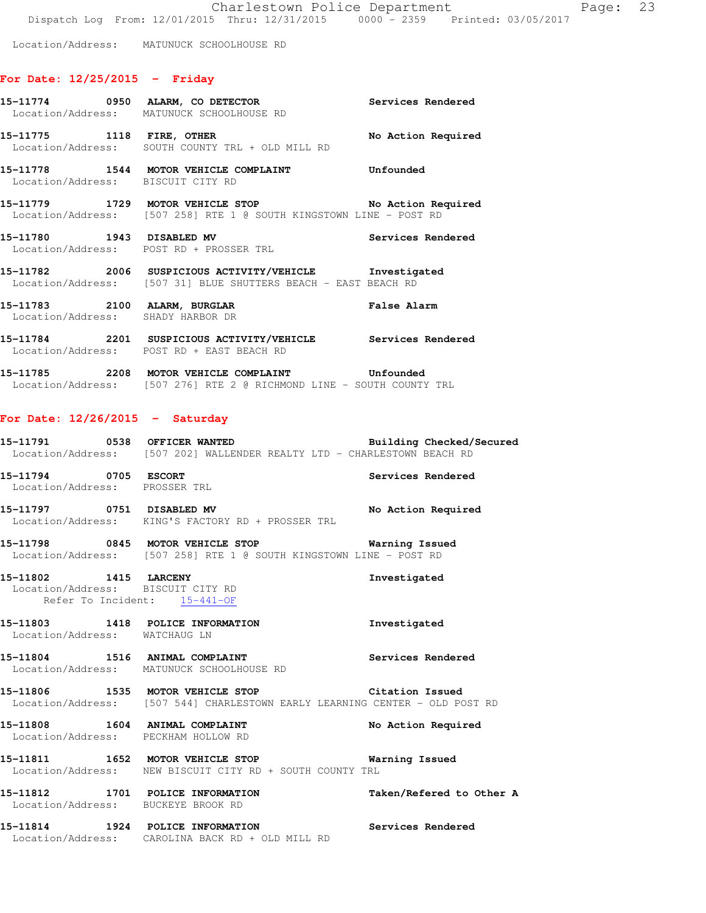Location/Address: MATUNUCK SCHOOLHOUSE RD

## For Date: 12/25/2015 - Friday

**15-11774 0950 ALARM, CO DETECTOR** Services Rendered
Location/Address: MATUNUCK SCHOOLHOUSE RD

**15-11775 1118 FIRE, OTHER** No Action Required
Location/Address: SOUTH COUNTY TRL + OLD MILL RD

**15-11778 1544 MOTOR VEHICLE COMPLAINT** Unfounded
Location/Address: BISCUIT CITY RD

**15-11779 1729 MOTOR VEHICLE STOP** No Action Required
Location/Address: [507 258] RTE 1 @ SOUTH KINGSTOWN LINE - POST RD

**15-11780 1943 DISABLED MV** Services Rendered
Location/Address: POST RD + PROSSER TRL

**15-11782 2006 SUSPICIOUS ACTIVITY/VEHICLE** Investigated
Location/Address: [507 31] BLUE SHUTTERS BEACH - EAST BEACH RD

**15-11783 2100 ALARM, BURGLAR** False Alarm
Location/Address: SHADY HARBOR DR

**15-11784 2201 SUSPICIOUS ACTIVITY/VEHICLE** Services Rendered
Location/Address: POST RD + EAST BEACH RD

**15-11785 2208 MOTOR VEHICLE COMPLAINT** Unfounded
Location/Address: [507 276] RTE 2 @ RICHMOND LINE - SOUTH COUNTY TRL

## For Date: 12/26/2015 - Saturday

**15-11791 0538 OFFICER WANTED** Building Checked/Secured
Location/Address: [507 202] WALLENDER REALTY LTD - CHARLESTOWN BEACH RD

**15-11794 0705 ESCORT** Services Rendered
Location/Address: PROSSER TRL

**15-11797 0751 DISABLED MV** No Action Required
Location/Address: KING'S FACTORY RD + PROSSER TRL

**15-11798 0845 MOTOR VEHICLE STOP** Warning Issued
Location/Address: [507 258] RTE 1 @ SOUTH KINGSTOWN LINE - POST RD

**15-11802 1415 LARCENY** Investigated
Location/Address: BISCUIT CITY RD
Refer To Incident: 15-441-OF

**15-11803 1418 POLICE INFORMATION** Investigated
Location/Address: WATCHAUG LN

**15-11804 1516 ANIMAL COMPLAINT** Services Rendered
Location/Address: MATUNUCK SCHOOLHOUSE RD

**15-11806 1535 MOTOR VEHICLE STOP** Citation Issued
Location/Address: [507 544] CHARLESTOWN EARLY LEARNING CENTER - OLD POST RD

**15-11808 1604 ANIMAL COMPLAINT** No Action Required
Location/Address: PECKHAM HOLLOW RD

**15-11811 1652 MOTOR VEHICLE STOP** Warning Issued
Location/Address: NEW BISCUIT CITY RD + SOUTH COUNTY TRL

**15-11812 1701 POLICE INFORMATION** Taken/Refered to Other A
Location/Address: BUCKEYE BROOK RD

**15-11814 1924 POLICE INFORMATION** Services Rendered
Location/Address: CAROLINA BACK RD + OLD MILL RD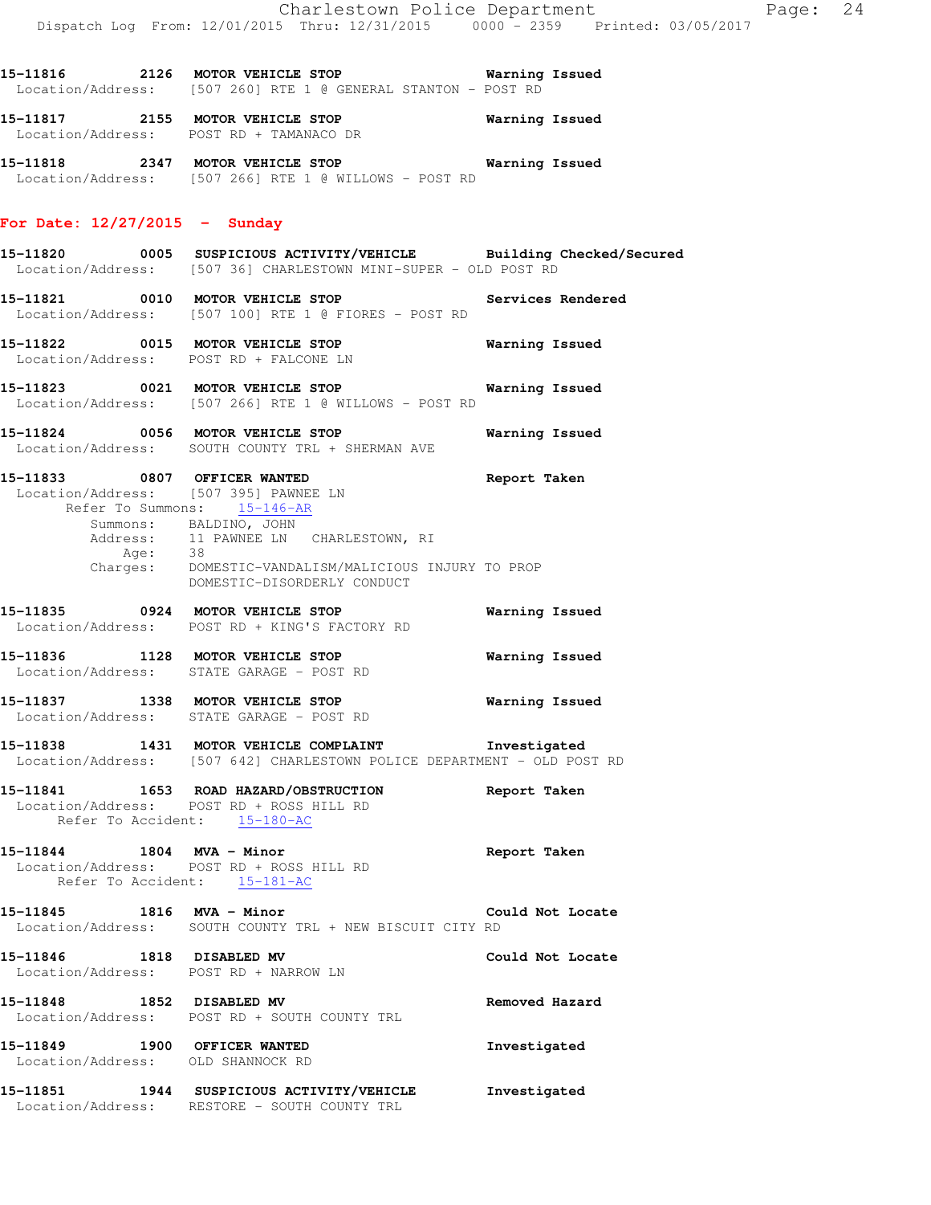15-11816 2126 **MOTOR VEHICLE STOP** **Warning Issued**
Location/Address: [507 260] RTE 1 @ GENERAL STANTON - POST RD

15-11817 2155 **MOTOR VEHICLE STOP** **Warning Issued**
Location/Address: POST RD + TAMANACO DR

15-11818 2347 **MOTOR VEHICLE STOP** **Warning Issued**
Location/Address: [507 266] RTE 1 @ WILLOWS - POST RD

## For Date: 12/27/2015 - Sunday

15-11820 0005 **SUSPICIOUS ACTIVITY/VEHICLE** **Building Checked/Secured**
Location/Address: [507 36] CHARLESTOWN MINI-SUPER - OLD POST RD

15-11821 0010 **MOTOR VEHICLE STOP** **Services Rendered**
Location/Address: [507 100] RTE 1 @ FIORES - POST RD

15-11822 0015 **MOTOR VEHICLE STOP** **Warning Issued**
Location/Address: POST RD + FALCONE LN

15-11823 0021 **MOTOR VEHICLE STOP** **Warning Issued**
Location/Address: [507 266] RTE 1 @ WILLOWS - POST RD

15-11824 0056 **MOTOR VEHICLE STOP** **Warning Issued**
Location/Address: SOUTH COUNTY TRL + SHERMAN AVE

15-11833 0807 **OFFICER WANTED** **Report Taken**
Location/Address: [507 395] PAWNEE LN
Refer To Summons: 15-146-AR
Summons: BALDINO, JOHN
Address: 11 PAWNEE LN CHARLESTOWN, RI
Age: 38
Charges: DOMESTIC-VANDALISM/MALICIOUS INJURY TO PROP
DOMESTIC-DISORDERLY CONDUCT

15-11835 0924 **MOTOR VEHICLE STOP** **Warning Issued**
Location/Address: POST RD + KING'S FACTORY RD

15-11836 1128 **MOTOR VEHICLE STOP** **Warning Issued**
Location/Address: STATE GARAGE - POST RD

15-11837 1338 **MOTOR VEHICLE STOP** **Warning Issued**
Location/Address: STATE GARAGE - POST RD

15-11838 1431 **MOTOR VEHICLE COMPLAINT** **Investigated**
Location/Address: [507 642] CHARLESTOWN POLICE DEPARTMENT - OLD POST RD

15-11841 1653 **ROAD HAZARD/OBSTRUCTION** **Report Taken**
Location/Address: POST RD + ROSS HILL RD
Refer To Accident: 15-180-AC

15-11844 1804 **MVA - Minor** **Report Taken**
Location/Address: POST RD + ROSS HILL RD
Refer To Accident: 15-181-AC

15-11845 1816 **MVA - Minor** **Could Not Locate**
Location/Address: SOUTH COUNTY TRL + NEW BISCUIT CITY RD

15-11846 1818 **DISABLED MV** **Could Not Locate**
Location/Address: POST RD + NARROW LN

15-11848 1852 **DISABLED MV** **Removed Hazard**
Location/Address: POST RD + SOUTH COUNTY TRL

15-11849 1900 **OFFICER WANTED** **Investigated**
Location/Address: OLD SHANNOCK RD

15-11851 1944 **SUSPICIOUS ACTIVITY/VEHICLE** **Investigated**
Location/Address: RESTORE - SOUTH COUNTY TRL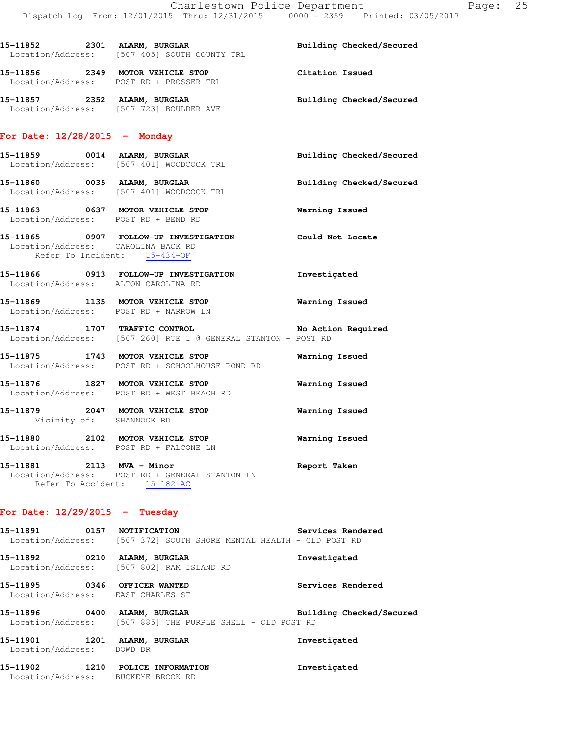15-11852 2301 **ALARM, BURGLAR** Building Checked/Secured
Location/Address: [507 405] SOUTH COUNTY TRL

15-11856 2349 **MOTOR VEHICLE STOP** Citation Issued
Location/Address: POST RD + PROSSER TRL

15-11857 2352 **ALARM, BURGLAR** Building Checked/Secured
Location/Address: [507 723] BOULDER AVE

## For Date: 12/28/2015 - Monday

15-11859 0014 **ALARM, BURGLAR** Building Checked/Secured
Location/Address: [507 401] WOODCOCK TRL

15-11860 0035 **ALARM, BURGLAR** Building Checked/Secured
Location/Address: [507 401] WOODCOCK TRL

15-11863 0637 **MOTOR VEHICLE STOP** Warning Issued
Location/Address: POST RD + BEND RD

15-11865 0907 **FOLLOW-UP INVESTIGATION** Could Not Locate
Location/Address: CAROLINA BACK RD
Refer To Incident: 15-434-OF

15-11866 0913 **FOLLOW-UP INVESTIGATION** Investigated
Location/Address: ALTON CAROLINA RD

15-11869 1135 **MOTOR VEHICLE STOP** Warning Issued
Location/Address: POST RD + NARROW LN

15-11874 1707 **TRAFFIC CONTROL** No Action Required
Location/Address: [507 260] RTE 1 @ GENERAL STANTON - POST RD

15-11875 1743 **MOTOR VEHICLE STOP** Warning Issued
Location/Address: POST RD + SCHOOLHOUSE POND RD

15-11876 1827 **MOTOR VEHICLE STOP** Warning Issued
Location/Address: POST RD + WEST BEACH RD

15-11879 2047 **MOTOR VEHICLE STOP** Warning Issued
Vicinity of: SHANNOCK RD

15-11880 2102 **MOTOR VEHICLE STOP** Warning Issued
Location/Address: POST RD + FALCONE LN

15-11881 2113 **MVA - Minor** Report Taken
Location/Address: POST RD + GENERAL STANTON LN
Refer To Accident: 15-182-AC

## For Date: 12/29/2015 - Tuesday

15-11891 0157 **NOTIFICATION** Services Rendered
Location/Address: [507 372] SOUTH SHORE MENTAL HEALTH - OLD POST RD

15-11892 0210 **ALARM, BURGLAR** Investigated
Location/Address: [507 802] RAM ISLAND RD

15-11895 0346 **OFFICER WANTED** Services Rendered
Location/Address: EAST CHARLES ST

15-11896 0400 **ALARM, BURGLAR** Building Checked/Secured
Location/Address: [507 885] THE PURPLE SHELL - OLD POST RD

15-11901 1201 **ALARM, BURGLAR** Investigated
Location/Address: DOWD DR

15-11902 1210 **POLICE INFORMATION** Investigated
Location/Address: BUCKEYE BROOK RD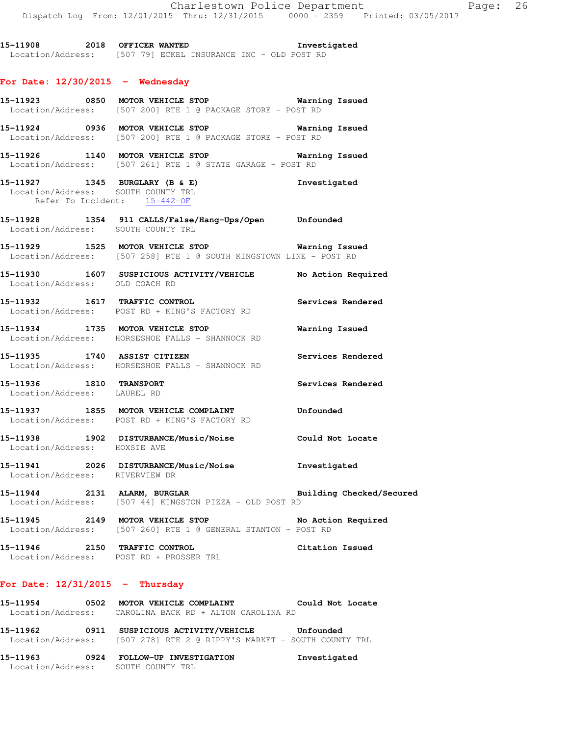15-11908 2018 **OFFICER WANTED** Investigated
Location/Address: [507 79] ECKEL INSURANCE INC - OLD POST RD

## For Date: 12/30/2015 - Wednesday

15-11923 0850 **MOTOR VEHICLE STOP** Warning Issued
Location/Address: [507 200] RTE 1 @ PACKAGE STORE - POST RD

15-11924 0936 **MOTOR VEHICLE STOP** Warning Issued
Location/Address: [507 200] RTE 1 @ PACKAGE STORE - POST RD

15-11926 1140 **MOTOR VEHICLE STOP** Warning Issued
Location/Address: [507 261] RTE 1 @ STATE GARAGE - POST RD

15-11927 1345 **BURGLARY (B & E)** Investigated
Location/Address: SOUTH COUNTY TRL
Refer To Incident: 15-442-OF

15-11928 1354 **911 CALLS/False/Hang-Ups/Open** Unfounded
Location/Address: SOUTH COUNTY TRL

15-11929 1525 **MOTOR VEHICLE STOP** Warning Issued
Location/Address: [507 258] RTE 1 @ SOUTH KINGSTOWN LINE - POST RD

15-11930 1607 **SUSPICIOUS ACTIVITY/VEHICLE** No Action Required
Location/Address: OLD COACH RD

15-11932 1617 **TRAFFIC CONTROL** Services Rendered
Location/Address: POST RD + KING'S FACTORY RD

15-11934 1735 **MOTOR VEHICLE STOP** Warning Issued
Location/Address: HORSESHOE FALLS - SHANNOCK RD

15-11935 1740 **ASSIST CITIZEN** Services Rendered
Location/Address: HORSESHOE FALLS - SHANNOCK RD

15-11936 1810 **TRANSPORT** Services Rendered
Location/Address: LAUREL RD

15-11937 1855 **MOTOR VEHICLE COMPLAINT** Unfounded
Location/Address: POST RD + KING'S FACTORY RD

15-11938 1902 **DISTURBANCE/Music/Noise** Could Not Locate
Location/Address: HOXSIE AVE

15-11941 2026 **DISTURBANCE/Music/Noise** Investigated
Location/Address: RIVERVIEW DR

15-11944 2131 **ALARM, BURGLAR** Building Checked/Secured
Location/Address: [507 44] KINGSTON PIZZA - OLD POST RD

15-11945 2149 **MOTOR VEHICLE STOP** No Action Required
Location/Address: [507 260] RTE 1 @ GENERAL STANTON - POST RD

15-11946 2150 **TRAFFIC CONTROL** Citation Issued
Location/Address: POST RD + PROSSER TRL

## For Date: 12/31/2015 - Thursday

15-11954 0502 **MOTOR VEHICLE COMPLAINT** Could Not Locate
Location/Address: CAROLINA BACK RD + ALTON CAROLINA RD

15-11962 0911 **SUSPICIOUS ACTIVITY/VEHICLE** Unfounded
Location/Address: [507 278] RTE 2 @ RIPPY'S MARKET - SOUTH COUNTY TRL

15-11963 0924 **FOLLOW-UP INVESTIGATION** Investigated
Location/Address: SOUTH COUNTY TRL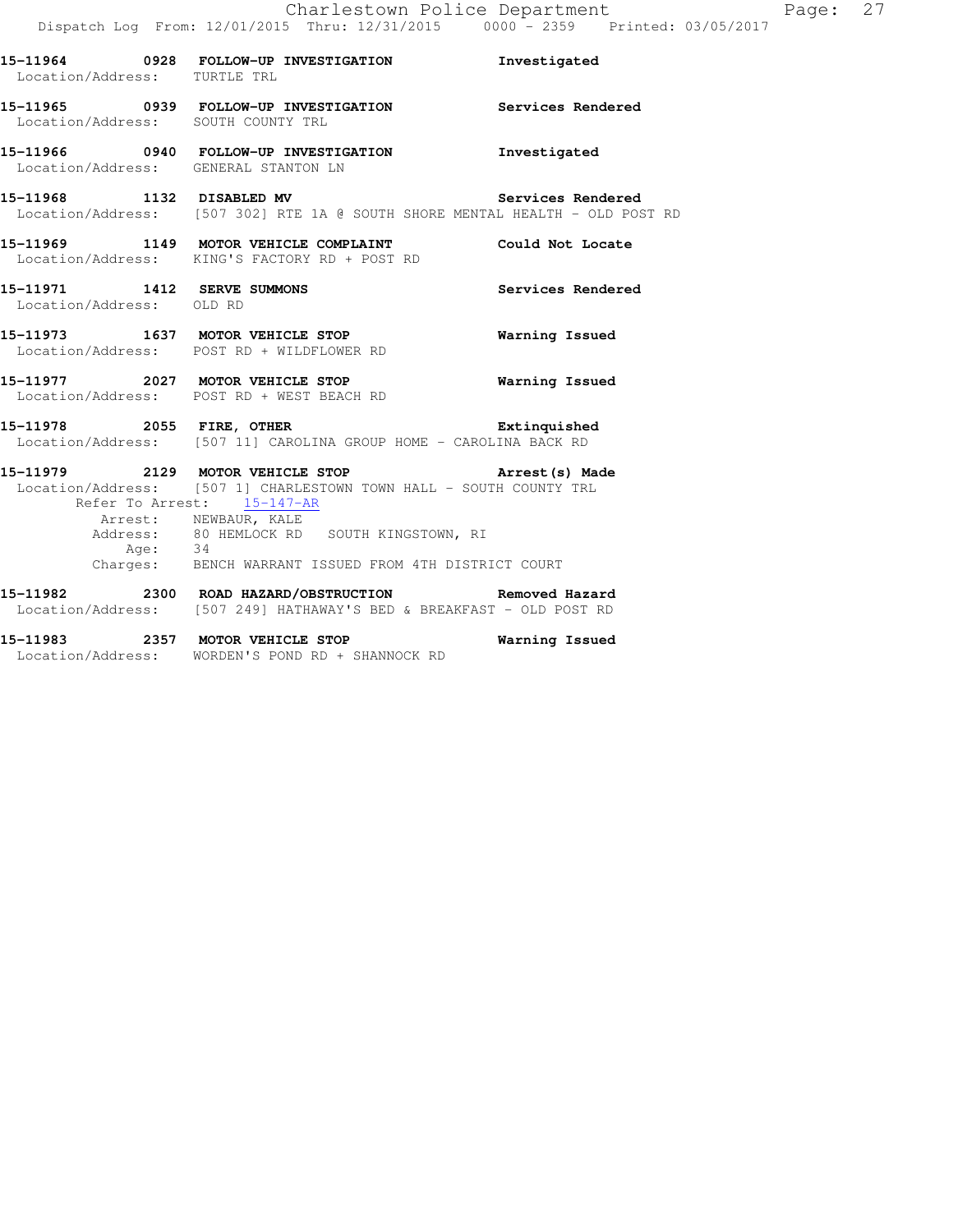**15-11964 0928 FOLLOW-UP INVESTIGATION Investigated**
Location/Address: TURTLE TRL

**15-11965 0939 FOLLOW-UP INVESTIGATION Services Rendered**
Location/Address: SOUTH COUNTY TRL

**15-11966 0940 FOLLOW-UP INVESTIGATION Investigated**
Location/Address: GENERAL STANTON LN

**15-11968 1132 DISABLED MV Services Rendered**
Location/Address: [507 302] RTE 1A @ SOUTH SHORE MENTAL HEALTH - OLD POST RD

**15-11969 1149 MOTOR VEHICLE COMPLAINT Could Not Locate**
Location/Address: KING'S FACTORY RD + POST RD

**15-11971 1412 SERVE SUMMONS Services Rendered**
Location/Address: OLD RD

**15-11973 1637 MOTOR VEHICLE STOP Warning Issued**
Location/Address: POST RD + WILDFLOWER RD

**15-11977 2027 MOTOR VEHICLE STOP Warning Issued**
Location/Address: POST RD + WEST BEACH RD

**15-11978 2055 FIRE, OTHER Extinquished**
Location/Address: [507 11] CAROLINA GROUP HOME - CAROLINA BACK RD

**15-11979 2129 MOTOR VEHICLE STOP Arrest(s) Made**
Location/Address: [507 1] CHARLESTOWN TOWN HALL - SOUTH COUNTY TRL
Refer To Arrest: 15-147-AR
Arrest: NEWBAUR, KALE
Address: 80 HEMLOCK RD SOUTH KINGSTOWN, RI
Age: 34
Charges: BENCH WARRANT ISSUED FROM 4TH DISTRICT COURT

**15-11982 2300 ROAD HAZARD/OBSTRUCTION Removed Hazard**
Location/Address: [507 249] HATHAWAY'S BED & BREAKFAST - OLD POST RD

**15-11983 2357 MOTOR VEHICLE STOP Warning Issued**
Location/Address: WORDEN'S POND RD + SHANNOCK RD